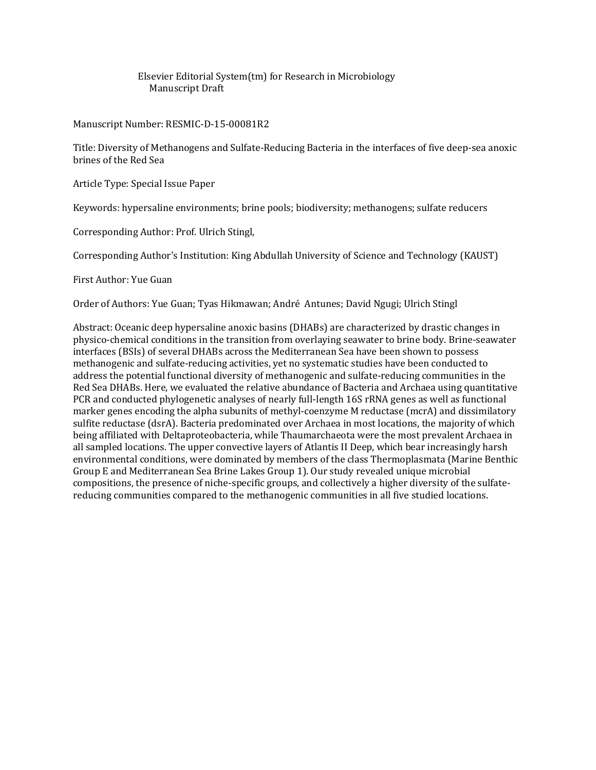Elsevier Editorial System(tm) for Research in Microbiology
Manuscript Draft

Manuscript Number: RESMIC-D-15-00081R2

Title: Diversity of Methanogens and Sulfate-Reducing Bacteria in the interfaces of five deep-sea anoxic brines of the Red Sea

Article Type: Special Issue Paper

Keywords: hypersaline environments; brine pools; biodiversity; methanogens; sulfate reducers

Corresponding Author: Prof. Ulrich Stingl,

Corresponding Author's Institution: King Abdullah University of Science and Technology (KAUST)

First Author: Yue Guan

Order of Authors: Yue Guan; Tyas Hikmawan; André Antunes; David Ngugi; Ulrich Stingl

Abstract: Oceanic deep hypersaline anoxic basins (DHABs) are characterized by drastic changes in physico-chemical conditions in the transition from overlaying seawater to brine body. Brine-seawater interfaces (BSIs) of several DHABs across the Mediterranean Sea have been shown to possess methanogenic and sulfate-reducing activities, yet no systematic studies have been conducted to address the potential functional diversity of methanogenic and sulfate-reducing communities in the Red Sea DHABs. Here, we evaluated the relative abundance of Bacteria and Archaea using quantitative PCR and conducted phylogenetic analyses of nearly full-length 16S rRNA genes as well as functional marker genes encoding the alpha subunits of methyl-coenzyme M reductase (mcrA) and dissimilatory sulfite reductase (dsrA). Bacteria predominated over Archaea in most locations, the majority of which being affiliated with Deltaproteobacteria, while Thaumarchaeota were the most prevalent Archaea in all sampled locations. The upper convective layers of Atlantis II Deep, which bear increasingly harsh environmental conditions, were dominated by members of the class Thermoplasmata (Marine Benthic Group E and Mediterranean Sea Brine Lakes Group 1). Our study revealed unique microbial compositions, the presence of niche-specific groups, and collectively a higher diversity of the sulfate-reducing communities compared to the methanogenic communities in all five studied locations.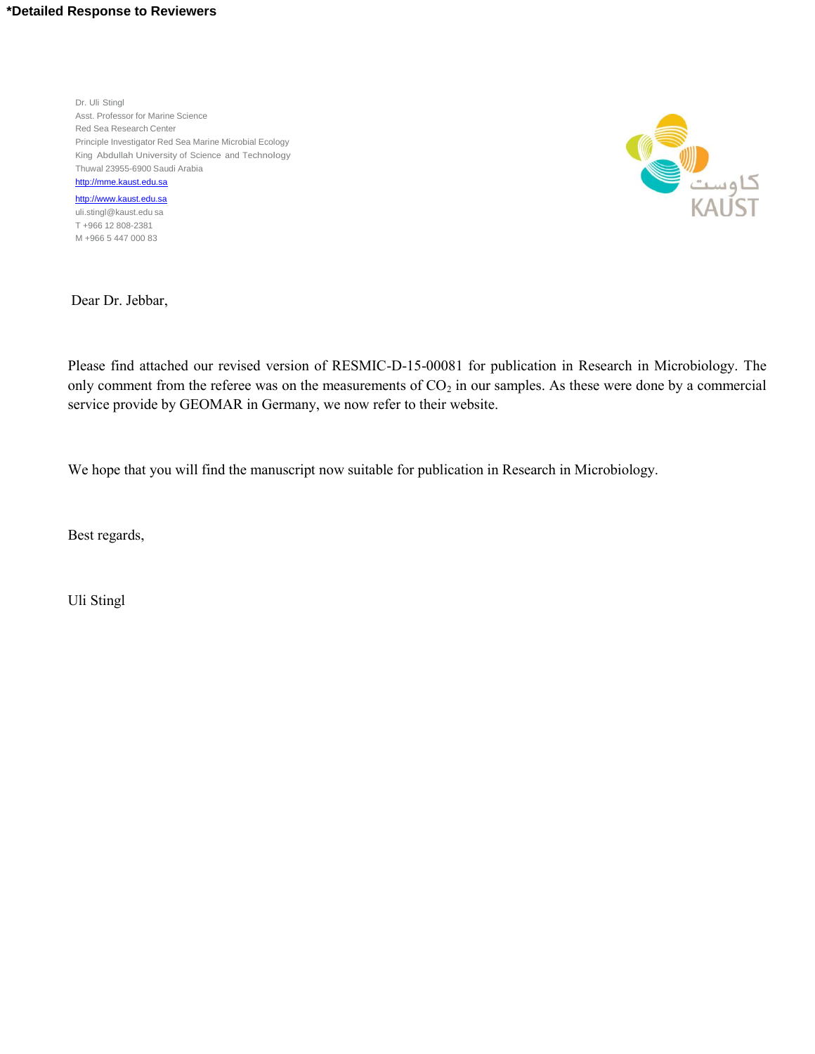**\*Detailed Response to Reviewers**

Dr. Uli Stingl
Asst. Professor for Marine Science
Red Sea Research Center
Principle Investigator Red Sea Marine Microbial Ecology
King Abdullah University of Science and Technology
Thuwal 23955-6900 Saudi Arabia
http://mme.kaust.edu.sa
http://www.kaust.edu.sa
uli.stingl@kaust.edu sa
T +966 12 808-2381
M +966 5 447 000 83

كاوست
KAUST

Dear Dr. Jebbar,

Please find attached our revised version of RESMIC-D-15-00081 for publication in Research in Microbiology. The only comment from the referee was on the measurements of $CO_2$ in our samples. As these were done by a commercial service provide by GEOMAR in Germany, we now refer to their website.

We hope that you will find the manuscript now suitable for publication in Research in Microbiology.

Best regards,

Uli Stingl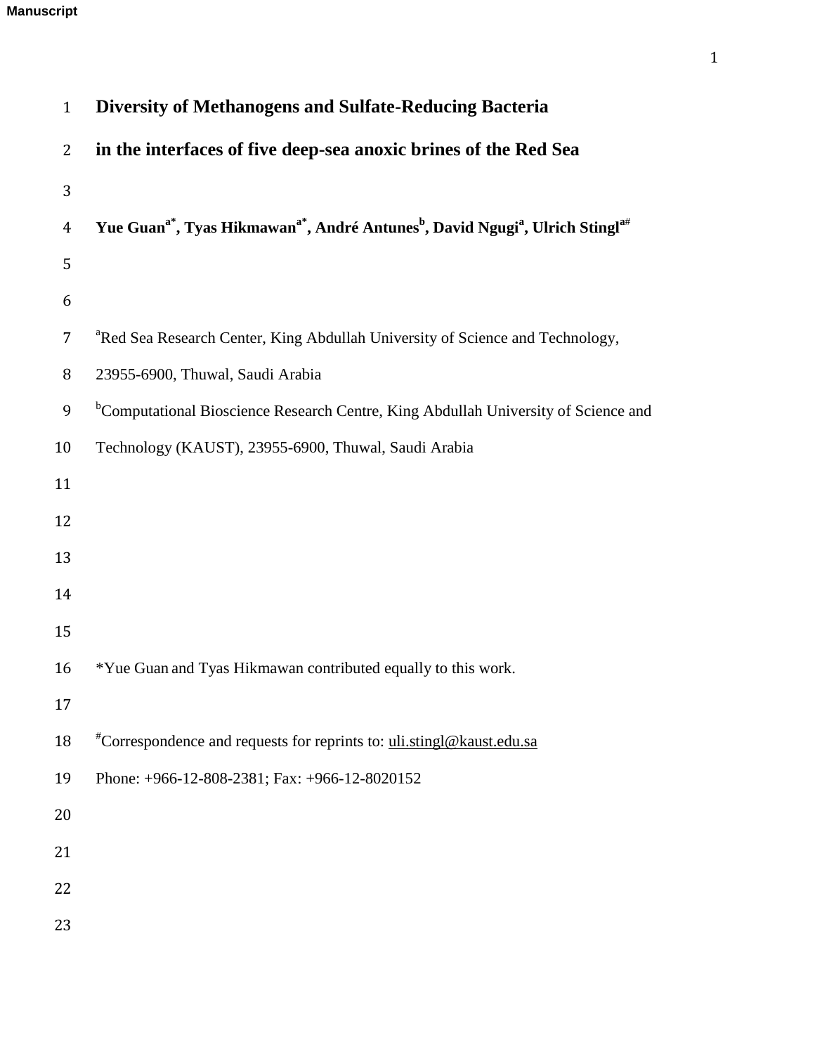# Diversity of Methanogens and Sulfate-Reducing Bacteria in the interfaces of five deep-sea anoxic brines of the Red Sea

**Yue Guan[a\*], Tyas Hikmawan[a\*], André Antunes[b], David Ngugi[a], Ulrich Stingl[a#]**

[a]Red Sea Research Center, King Abdullah University of Science and Technology, 23955-6900, Thuwal, Saudi Arabia

[b]Computational Bioscience Research Centre, King Abdullah University of Science and Technology (KAUST), 23955-6900, Thuwal, Saudi Arabia

*Yue Guan and Tyas Hikmawan contributed equally to this work.

[#]Correspondence and requests for reprints to: uli.stingl@kaust.edu.sa

Phone: +966-12-808-2381; Fax: +966-12-8020152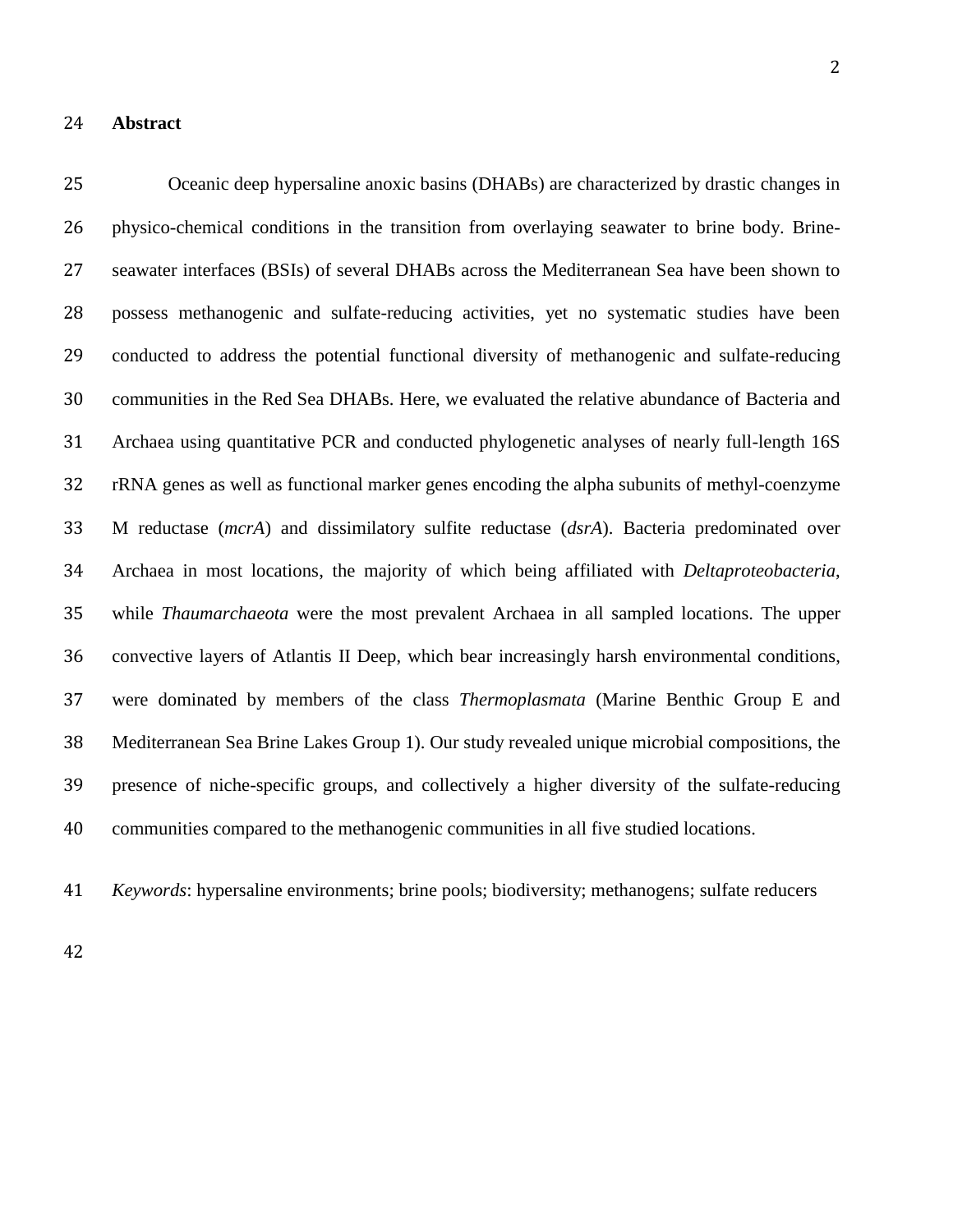## Abstract

Oceanic deep hypersaline anoxic basins (DHABs) are characterized by drastic changes in physico-chemical conditions in the transition from overlaying seawater to brine body. Brine-seawater interfaces (BSIs) of several DHABs across the Mediterranean Sea have been shown to possess methanogenic and sulfate-reducing activities, yet no systematic studies have been conducted to address the potential functional diversity of methanogenic and sulfate-reducing communities in the Red Sea DHABs. Here, we evaluated the relative abundance of Bacteria and Archaea using quantitative PCR and conducted phylogenetic analyses of nearly full-length 16S rRNA genes as well as functional marker genes encoding the alpha subunits of methyl-coenzyme M reductase (*mcrA*) and dissimilatory sulfite reductase (*dsrA*). Bacteria predominated over Archaea in most locations, the majority of which being affiliated with *Deltaproteobacteria*, while *Thaumarchaeota* were the most prevalent Archaea in all sampled locations. The upper convective layers of Atlantis II Deep, which bear increasingly harsh environmental conditions, were dominated by members of the class *Thermoplasmata* (Marine Benthic Group E and Mediterranean Sea Brine Lakes Group 1). Our study revealed unique microbial compositions, the presence of niche-specific groups, and collectively a higher diversity of the sulfate-reducing communities compared to the methanogenic communities in all five studied locations.

*Keywords*: hypersaline environments; brine pools; biodiversity; methanogens; sulfate reducers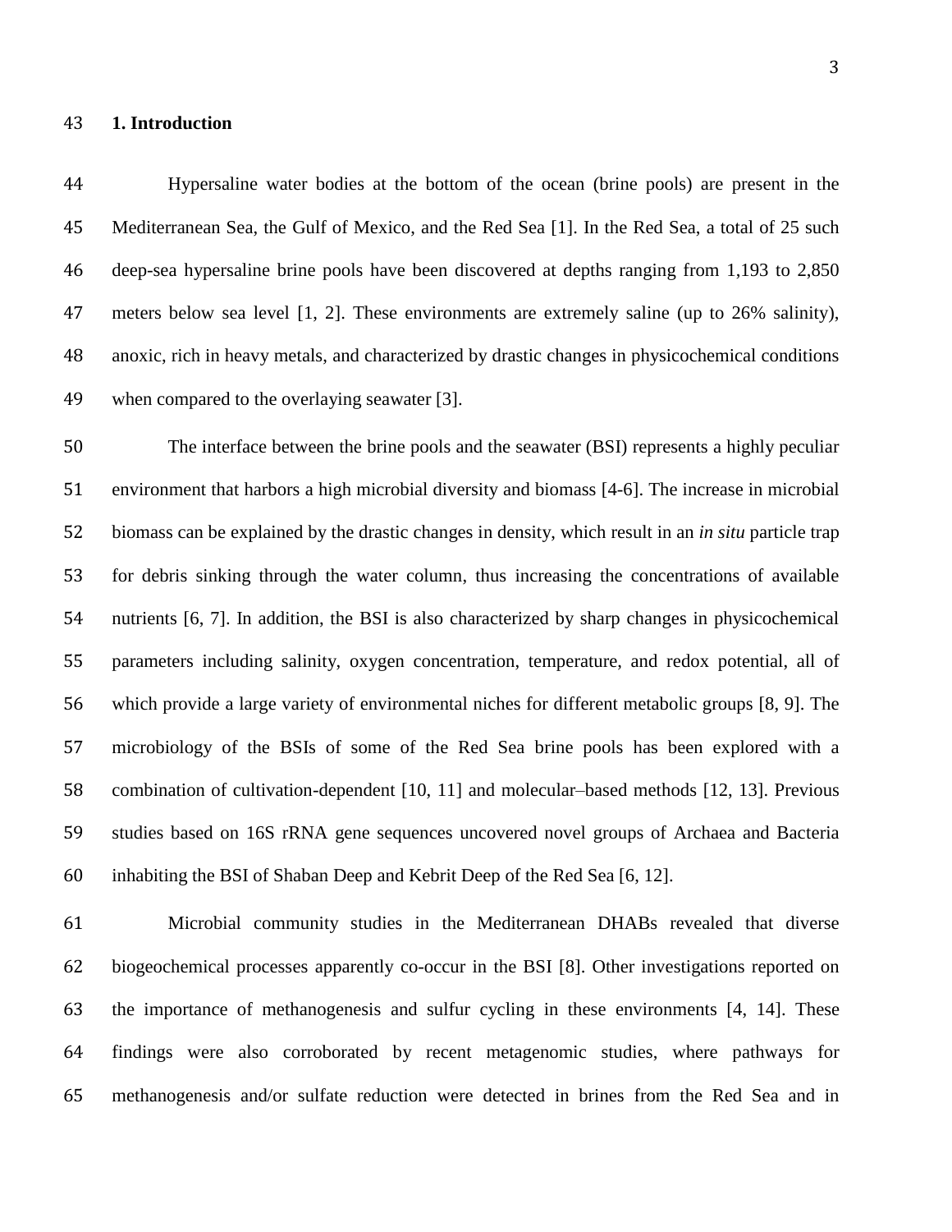## 1. Introduction

Hypersaline water bodies at the bottom of the ocean (brine pools) are present in the Mediterranean Sea, the Gulf of Mexico, and the Red Sea [1]. In the Red Sea, a total of 25 such deep-sea hypersaline brine pools have been discovered at depths ranging from 1,193 to 2,850 meters below sea level [1, 2]. These environments are extremely saline (up to 26% salinity), anoxic, rich in heavy metals, and characterized by drastic changes in physicochemical conditions when compared to the overlaying seawater [3].

The interface between the brine pools and the seawater (BSI) represents a highly peculiar environment that harbors a high microbial diversity and biomass [4-6]. The increase in microbial biomass can be explained by the drastic changes in density, which result in an *in situ* particle trap for debris sinking through the water column, thus increasing the concentrations of available nutrients [6, 7]. In addition, the BSI is also characterized by sharp changes in physicochemical parameters including salinity, oxygen concentration, temperature, and redox potential, all of which provide a large variety of environmental niches for different metabolic groups [8, 9]. The microbiology of the BSIs of some of the Red Sea brine pools has been explored with a combination of cultivation-dependent [10, 11] and molecular–based methods [12, 13]. Previous studies based on 16S rRNA gene sequences uncovered novel groups of Archaea and Bacteria inhabiting the BSI of Shaban Deep and Kebrit Deep of the Red Sea [6, 12].

Microbial community studies in the Mediterranean DHABs revealed that diverse biogeochemical processes apparently co-occur in the BSI [8]. Other investigations reported on the importance of methanogenesis and sulfur cycling in these environments [4, 14]. These findings were also corroborated by recent metagenomic studies, where pathways for methanogenesis and/or sulfate reduction were detected in brines from the Red Sea and in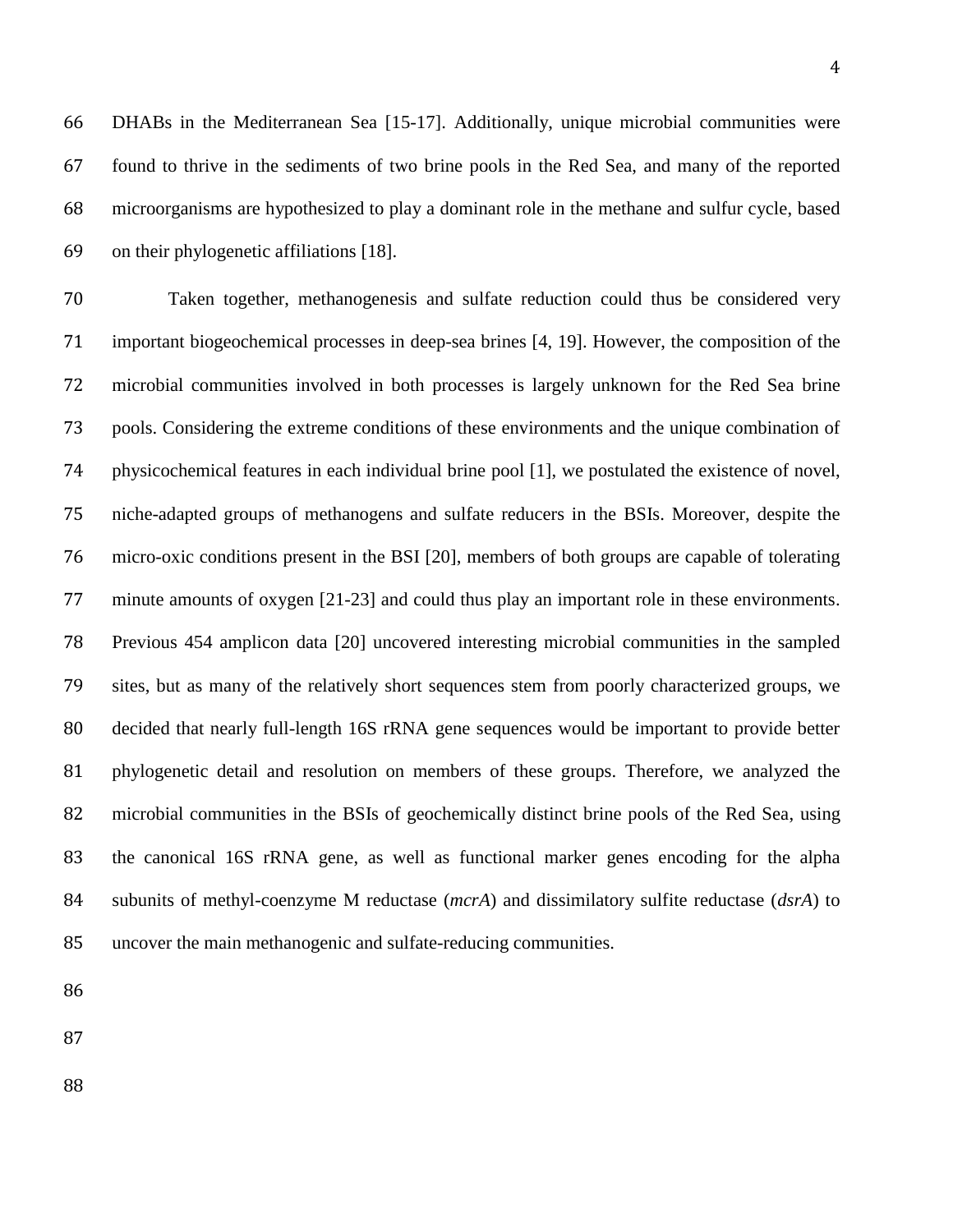DHABs in the Mediterranean Sea [15-17]. Additionally, unique microbial communities were found to thrive in the sediments of two brine pools in the Red Sea, and many of the reported microorganisms are hypothesized to play a dominant role in the methane and sulfur cycle, based on their phylogenetic affiliations [18].

Taken together, methanogenesis and sulfate reduction could thus be considered very important biogeochemical processes in deep-sea brines [4, 19]. However, the composition of the microbial communities involved in both processes is largely unknown for the Red Sea brine pools. Considering the extreme conditions of these environments and the unique combination of physicochemical features in each individual brine pool [1], we postulated the existence of novel, niche-adapted groups of methanogens and sulfate reducers in the BSIs. Moreover, despite the micro-oxic conditions present in the BSI [20], members of both groups are capable of tolerating minute amounts of oxygen [21-23] and could thus play an important role in these environments. Previous 454 amplicon data [20] uncovered interesting microbial communities in the sampled sites, but as many of the relatively short sequences stem from poorly characterized groups, we decided that nearly full-length 16S rRNA gene sequences would be important to provide better phylogenetic detail and resolution on members of these groups. Therefore, we analyzed the microbial communities in the BSIs of geochemically distinct brine pools of the Red Sea, using the canonical 16S rRNA gene, as well as functional marker genes encoding for the alpha subunits of methyl-coenzyme M reductase (*mcrA*) and dissimilatory sulfite reductase (*dsrA*) to uncover the main methanogenic and sulfate-reducing communities.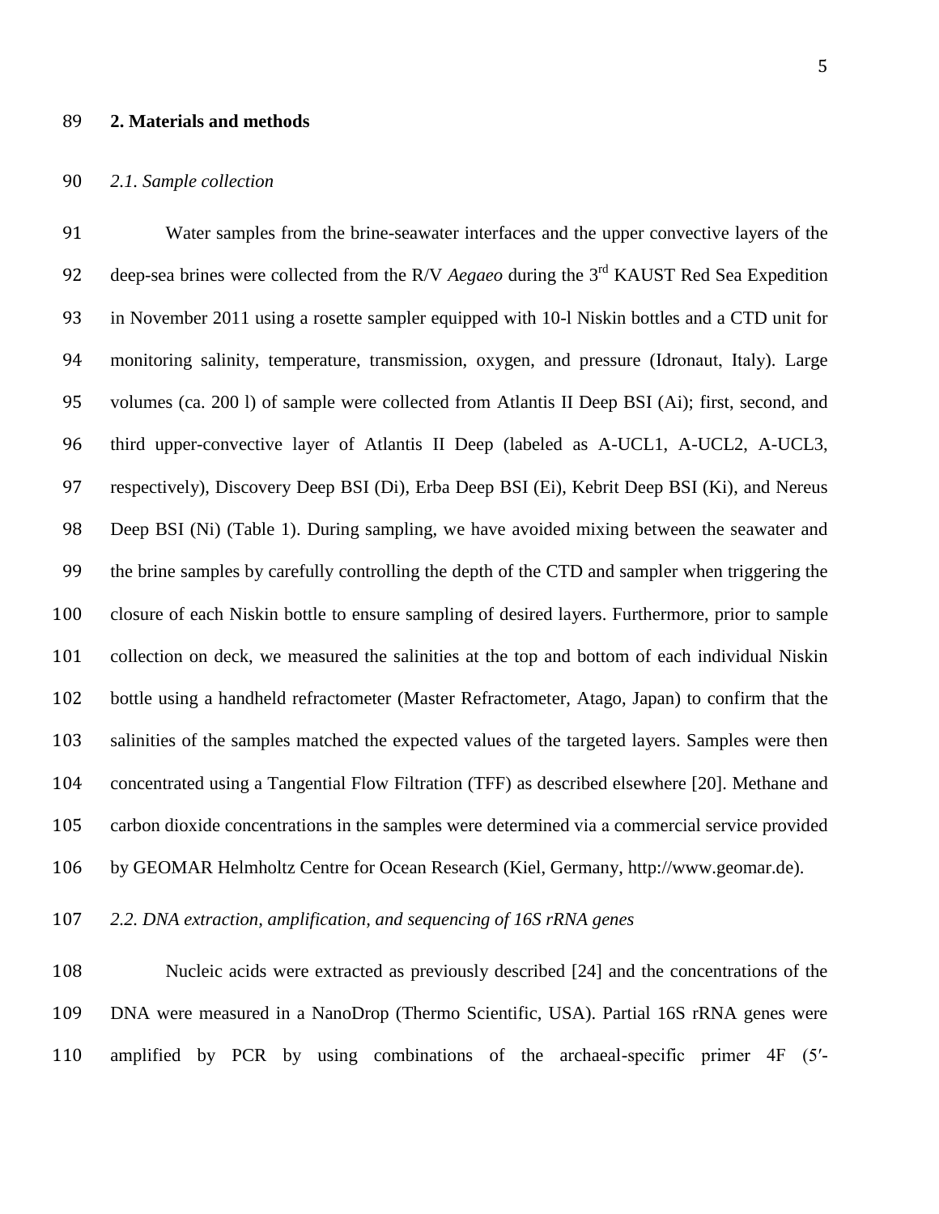## 2. Materials and methods

### *2.1. Sample collection*

Water samples from the brine-seawater interfaces and the upper convective layers of the deep-sea brines were collected from the R/V *Aegaeo* during the 3rd KAUST Red Sea Expedition in November 2011 using a rosette sampler equipped with 10-l Niskin bottles and a CTD unit for monitoring salinity, temperature, transmission, oxygen, and pressure (Idronaut, Italy). Large volumes (ca. 200 l) of sample were collected from Atlantis II Deep BSI (Ai); first, second, and third upper-convective layer of Atlantis II Deep (labeled as A-UCL1, A-UCL2, A-UCL3, respectively), Discovery Deep BSI (Di), Erba Deep BSI (Ei), Kebrit Deep BSI (Ki), and Nereus Deep BSI (Ni) (Table 1). During sampling, we have avoided mixing between the seawater and the brine samples by carefully controlling the depth of the CTD and sampler when triggering the closure of each Niskin bottle to ensure sampling of desired layers. Furthermore, prior to sample collection on deck, we measured the salinities at the top and bottom of each individual Niskin bottle using a handheld refractometer (Master Refractometer, Atago, Japan) to confirm that the salinities of the samples matched the expected values of the targeted layers. Samples were then concentrated using a Tangential Flow Filtration (TFF) as described elsewhere [20]. Methane and carbon dioxide concentrations in the samples were determined via a commercial service provided by GEOMAR Helmholtz Centre for Ocean Research (Kiel, Germany, http://www.geomar.de).

### *2.2. DNA extraction, amplification, and sequencing of 16S rRNA genes*

Nucleic acids were extracted as previously described [24] and the concentrations of the DNA were measured in a NanoDrop (Thermo Scientific, USA). Partial 16S rRNA genes were amplified by PCR by using combinations of the archaeal-specific primer 4F (5′-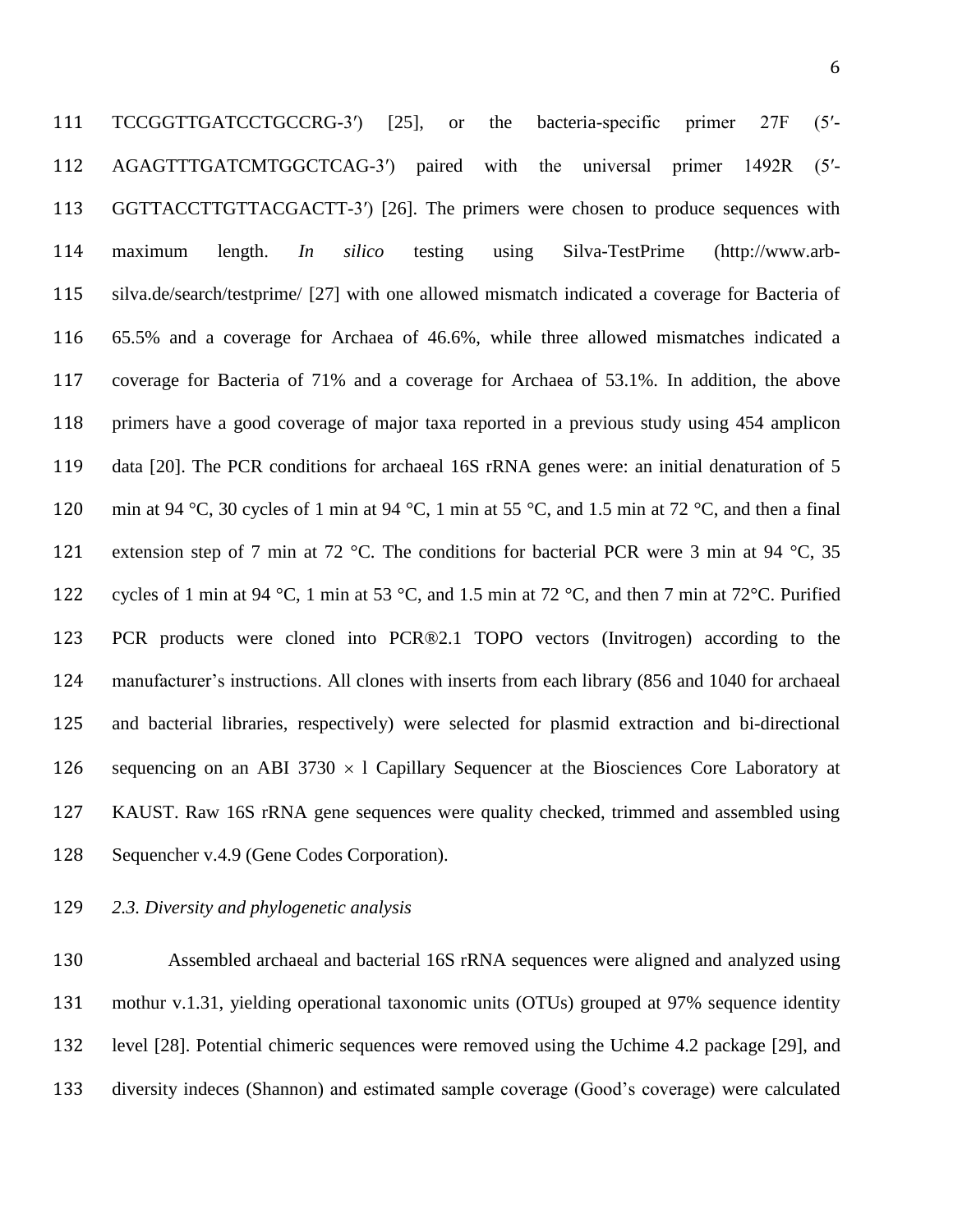TCCGGTTGATCCTGCCRG-3′) [25], or the bacteria-specific primer 27F (5′-AGAGTTTGATCMTGGCTCAG-3′) paired with the universal primer 1492R (5′-GGTTACCTTGTTACGACTT-3′) [26]. The primers were chosen to produce sequences with maximum length. *In silico* testing using Silva-TestPrime (http://www.arb-silva.de/search/testprime/ [27] with one allowed mismatch indicated a coverage for Bacteria of 65.5% and a coverage for Archaea of 46.6%, while three allowed mismatches indicated a coverage for Bacteria of 71% and a coverage for Archaea of 53.1%. In addition, the above primers have a good coverage of major taxa reported in a previous study using 454 amplicon data [20]. The PCR conditions for archaeal 16S rRNA genes were: an initial denaturation of 5 min at 94 °C, 30 cycles of 1 min at 94 °C, 1 min at 55 °C, and 1.5 min at 72 °C, and then a final extension step of 7 min at 72 °C. The conditions for bacterial PCR were 3 min at 94 °C, 35 cycles of 1 min at 94 °C, 1 min at 53 °C, and 1.5 min at 72 °C, and then 7 min at 72°C. Purified PCR products were cloned into PCR®2.1 TOPO vectors (Invitrogen) according to the manufacturer's instructions. All clones with inserts from each library (856 and 1040 for archaeal and bacterial libraries, respectively) were selected for plasmid extraction and bi-directional sequencing on an ABI 3730 × l Capillary Sequencer at the Biosciences Core Laboratory at KAUST. Raw 16S rRNA gene sequences were quality checked, trimmed and assembled using Sequencher v.4.9 (Gene Codes Corporation).

### *2.3. Diversity and phylogenetic analysis*

Assembled archaeal and bacterial 16S rRNA sequences were aligned and analyzed using mothur v.1.31, yielding operational taxonomic units (OTUs) grouped at 97% sequence identity level [28]. Potential chimeric sequences were removed using the Uchime 4.2 package [29], and diversity indeces (Shannon) and estimated sample coverage (Good's coverage) were calculated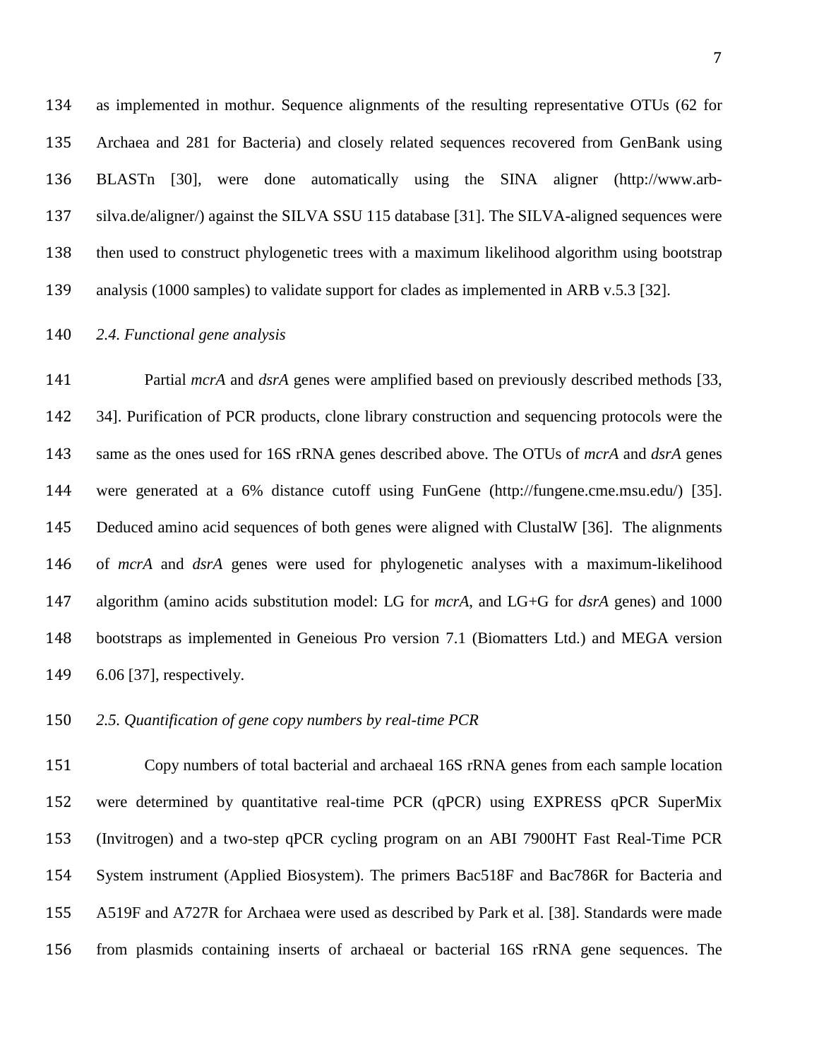as implemented in mothur. Sequence alignments of the resulting representative OTUs (62 for Archaea and 281 for Bacteria) and closely related sequences recovered from GenBank using BLASTn [30], were done automatically using the SINA aligner (http://www.arb-silva.de/aligner/) against the SILVA SSU 115 database [31]. The SILVA-aligned sequences were then used to construct phylogenetic trees with a maximum likelihood algorithm using bootstrap analysis (1000 samples) to validate support for clades as implemented in ARB v.5.3 [32].

### *2.4. Functional gene analysis*

Partial *mcrA* and *dsrA* genes were amplified based on previously described methods [33, 34]. Purification of PCR products, clone library construction and sequencing protocols were the same as the ones used for 16S rRNA genes described above. The OTUs of *mcrA* and *dsrA* genes were generated at a 6% distance cutoff using FunGene (http://fungene.cme.msu.edu/) [35]. Deduced amino acid sequences of both genes were aligned with ClustalW [36]. The alignments of *mcrA* and *dsrA* genes were used for phylogenetic analyses with a maximum-likelihood algorithm (amino acids substitution model: LG for *mcrA*, and LG+G for *dsrA* genes) and 1000 bootstraps as implemented in Geneious Pro version 7.1 (Biomatters Ltd.) and MEGA version 6.06 [37], respectively.

### *2.5. Quantification of gene copy numbers by real-time PCR*

Copy numbers of total bacterial and archaeal 16S rRNA genes from each sample location were determined by quantitative real-time PCR (qPCR) using EXPRESS qPCR SuperMix (Invitrogen) and a two-step qPCR cycling program on an ABI 7900HT Fast Real-Time PCR System instrument (Applied Biosystem). The primers Bac518F and Bac786R for Bacteria and A519F and A727R for Archaea were used as described by Park et al. [38]. Standards were made from plasmids containing inserts of archaeal or bacterial 16S rRNA gene sequences. The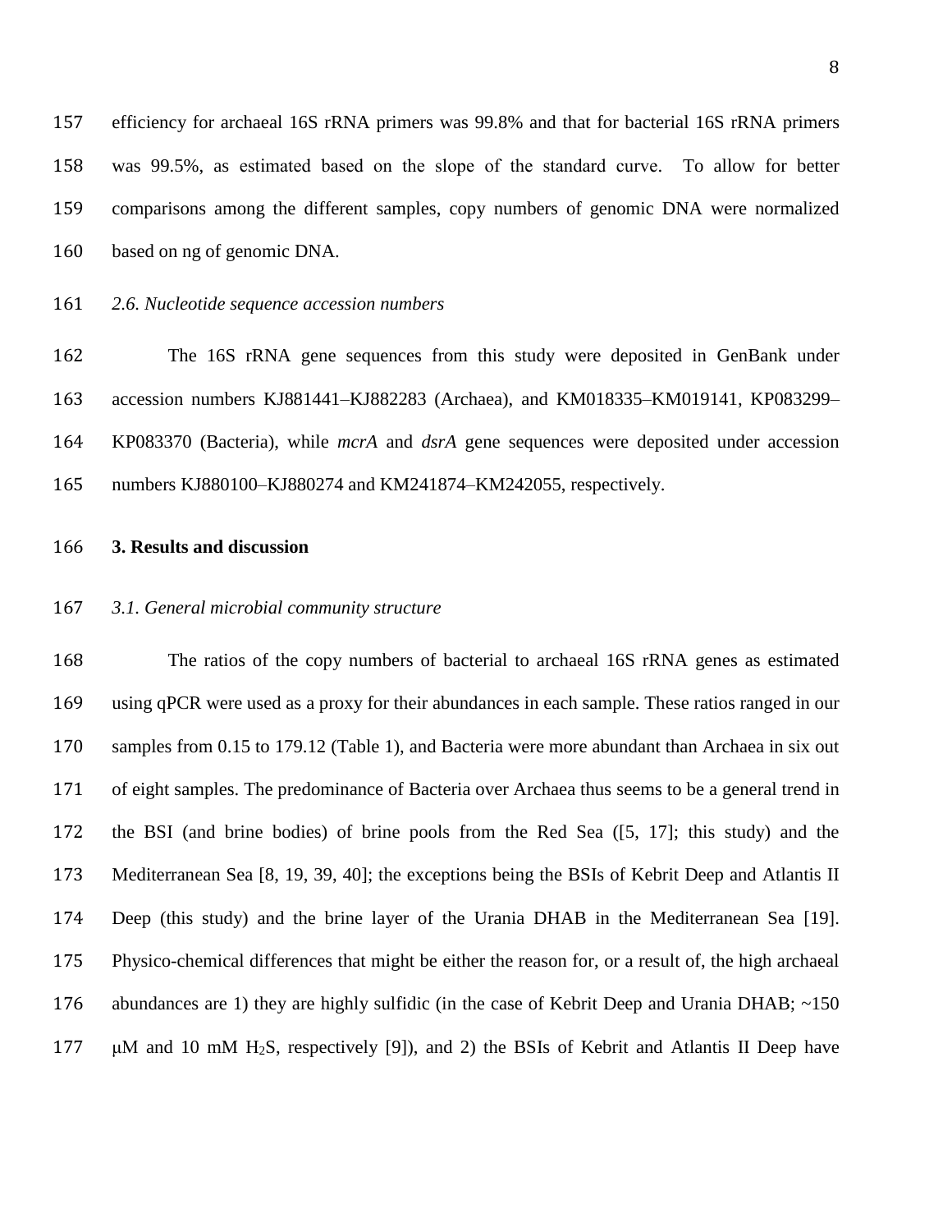efficiency for archaeal 16S rRNA primers was 99.8% and that for bacterial 16S rRNA primers was 99.5%, as estimated based on the slope of the standard curve. To allow for better comparisons among the different samples, copy numbers of genomic DNA were normalized based on ng of genomic DNA.

### *2.6. Nucleotide sequence accession numbers*

The 16S rRNA gene sequences from this study were deposited in GenBank under accession numbers KJ881441–KJ882283 (Archaea), and KM018335–KM019141, KP083299–KP083370 (Bacteria), while *mcrA* and *dsrA* gene sequences were deposited under accession numbers KJ880100–KJ880274 and KM241874–KM242055, respectively.

## **3. Results and discussion**

### *3.1. General microbial community structure*

The ratios of the copy numbers of bacterial to archaeal 16S rRNA genes as estimated using qPCR were used as a proxy for their abundances in each sample. These ratios ranged in our samples from 0.15 to 179.12 (Table 1), and Bacteria were more abundant than Archaea in six out of eight samples. The predominance of Bacteria over Archaea thus seems to be a general trend in the BSI (and brine bodies) of brine pools from the Red Sea ([5, 17]; this study) and the Mediterranean Sea [8, 19, 39, 40]; the exceptions being the BSIs of Kebrit Deep and Atlantis II Deep (this study) and the brine layer of the Urania DHAB in the Mediterranean Sea [19]. Physico-chemical differences that might be either the reason for, or a result of, the high archaeal abundances are 1) they are highly sulfidic (in the case of Kebrit Deep and Urania DHAB; ~150 μM and 10 mM $H_2S$, respectively [9]), and 2) the BSIs of Kebrit and Atlantis II Deep have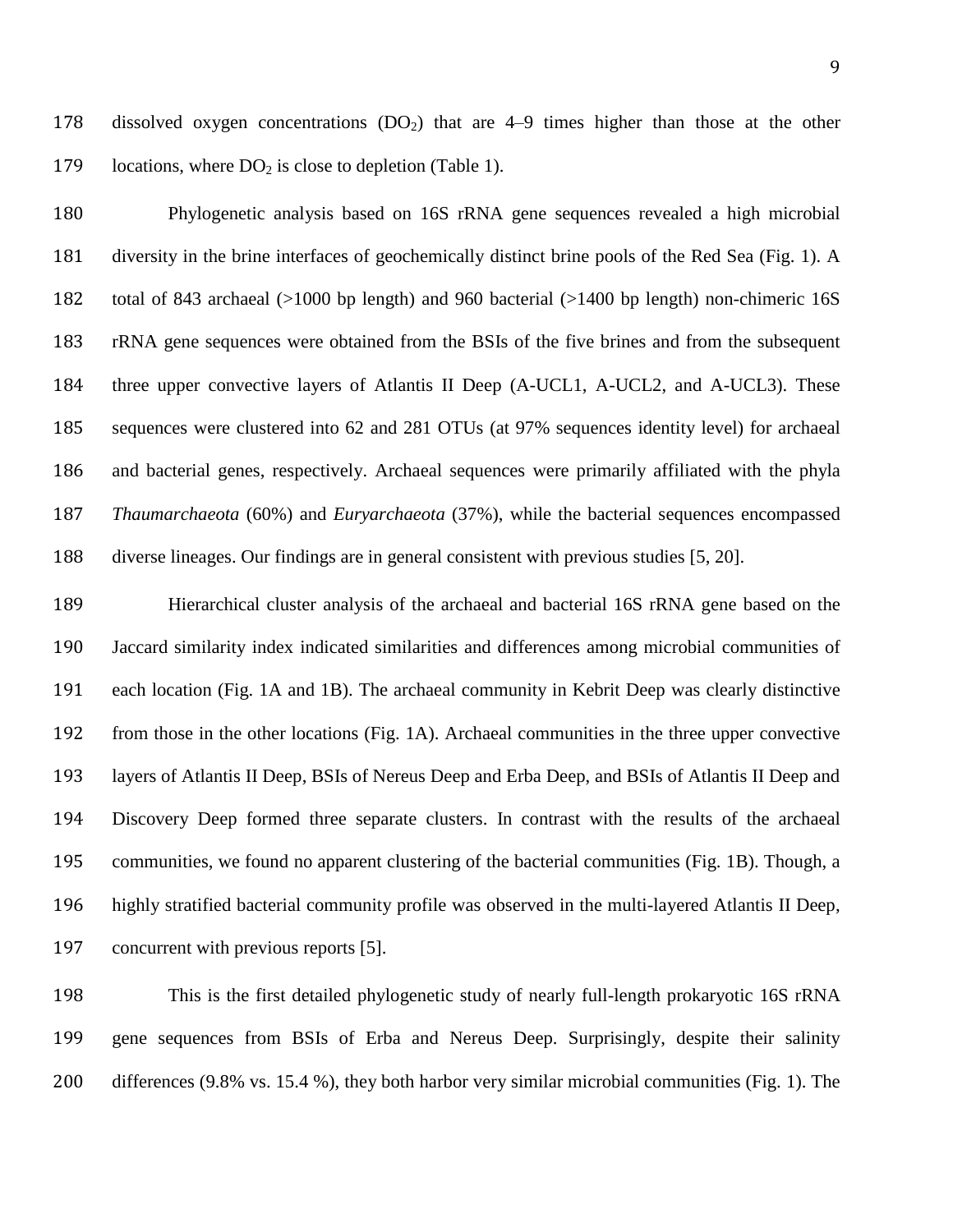dissolved oxygen concentrations ($DO_2$) that are 4–9 times higher than those at the other locations, where $DO_2$ is close to depletion (Table 1).

Phylogenetic analysis based on 16S rRNA gene sequences revealed a high microbial diversity in the brine interfaces of geochemically distinct brine pools of the Red Sea (Fig. 1). A total of 843 archaeal (>1000 bp length) and 960 bacterial (>1400 bp length) non-chimeric 16S rRNA gene sequences were obtained from the BSIs of the five brines and from the subsequent three upper convective layers of Atlantis II Deep (A-UCL1, A-UCL2, and A-UCL3). These sequences were clustered into 62 and 281 OTUs (at 97% sequences identity level) for archaeal and bacterial genes, respectively. Archaeal sequences were primarily affiliated with the phyla *Thaumarchaeota* (60%) and *Euryarchaeota* (37%), while the bacterial sequences encompassed diverse lineages. Our findings are in general consistent with previous studies [5, 20].

Hierarchical cluster analysis of the archaeal and bacterial 16S rRNA gene based on the Jaccard similarity index indicated similarities and differences among microbial communities of each location (Fig. 1A and 1B). The archaeal community in Kebrit Deep was clearly distinctive from those in the other locations (Fig. 1A). Archaeal communities in the three upper convective layers of Atlantis II Deep, BSIs of Nereus Deep and Erba Deep, and BSIs of Atlantis II Deep and Discovery Deep formed three separate clusters. In contrast with the results of the archaeal communities, we found no apparent clustering of the bacterial communities (Fig. 1B). Though, a highly stratified bacterial community profile was observed in the multi-layered Atlantis II Deep, concurrent with previous reports [5].

This is the first detailed phylogenetic study of nearly full-length prokaryotic 16S rRNA gene sequences from BSIs of Erba and Nereus Deep. Surprisingly, despite their salinity differences (9.8% vs. 15.4 %), they both harbor very similar microbial communities (Fig. 1). The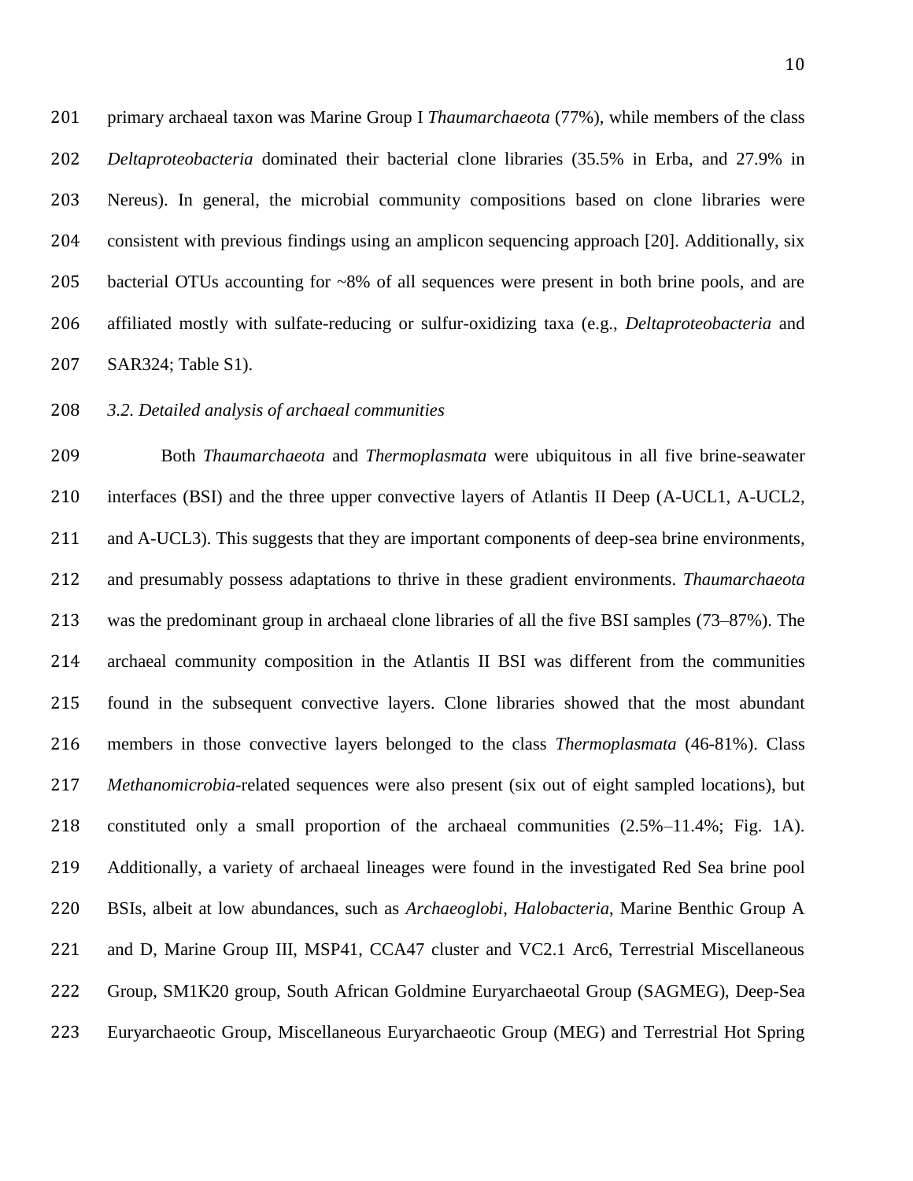primary archaeal taxon was Marine Group I *Thaumarchaeota* (77%), while members of the class *Deltaproteobacteria* dominated their bacterial clone libraries (35.5% in Erba, and 27.9% in Nereus). In general, the microbial community compositions based on clone libraries were consistent with previous findings using an amplicon sequencing approach [20]. Additionally, six bacterial OTUs accounting for ~8% of all sequences were present in both brine pools, and are affiliated mostly with sulfate-reducing or sulfur-oxidizing taxa (e.g., *Deltaproteobacteria* and SAR324; Table S1).

### *3.2. Detailed analysis of archaeal communities*

Both *Thaumarchaeota* and *Thermoplasmata* were ubiquitous in all five brine-seawater interfaces (BSI) and the three upper convective layers of Atlantis II Deep (A-UCL1, A-UCL2, and A-UCL3). This suggests that they are important components of deep-sea brine environments, and presumably possess adaptations to thrive in these gradient environments. *Thaumarchaeota* was the predominant group in archaeal clone libraries of all the five BSI samples (73–87%). The archaeal community composition in the Atlantis II BSI was different from the communities found in the subsequent convective layers. Clone libraries showed that the most abundant members in those convective layers belonged to the class *Thermoplasmata* (46-81%). Class *Methanomicrobia*-related sequences were also present (six out of eight sampled locations), but constituted only a small proportion of the archaeal communities (2.5%–11.4%; Fig. 1A). Additionally, a variety of archaeal lineages were found in the investigated Red Sea brine pool BSIs, albeit at low abundances, such as *Archaeoglobi*, *Halobacteria*, Marine Benthic Group A and D, Marine Group III, MSP41, CCA47 cluster and VC2.1 Arc6, Terrestrial Miscellaneous Group, SM1K20 group, South African Goldmine Euryarchaeotal Group (SAGMEG), Deep-Sea Euryarchaeotic Group, Miscellaneous Euryarchaeotic Group (MEG) and Terrestrial Hot Spring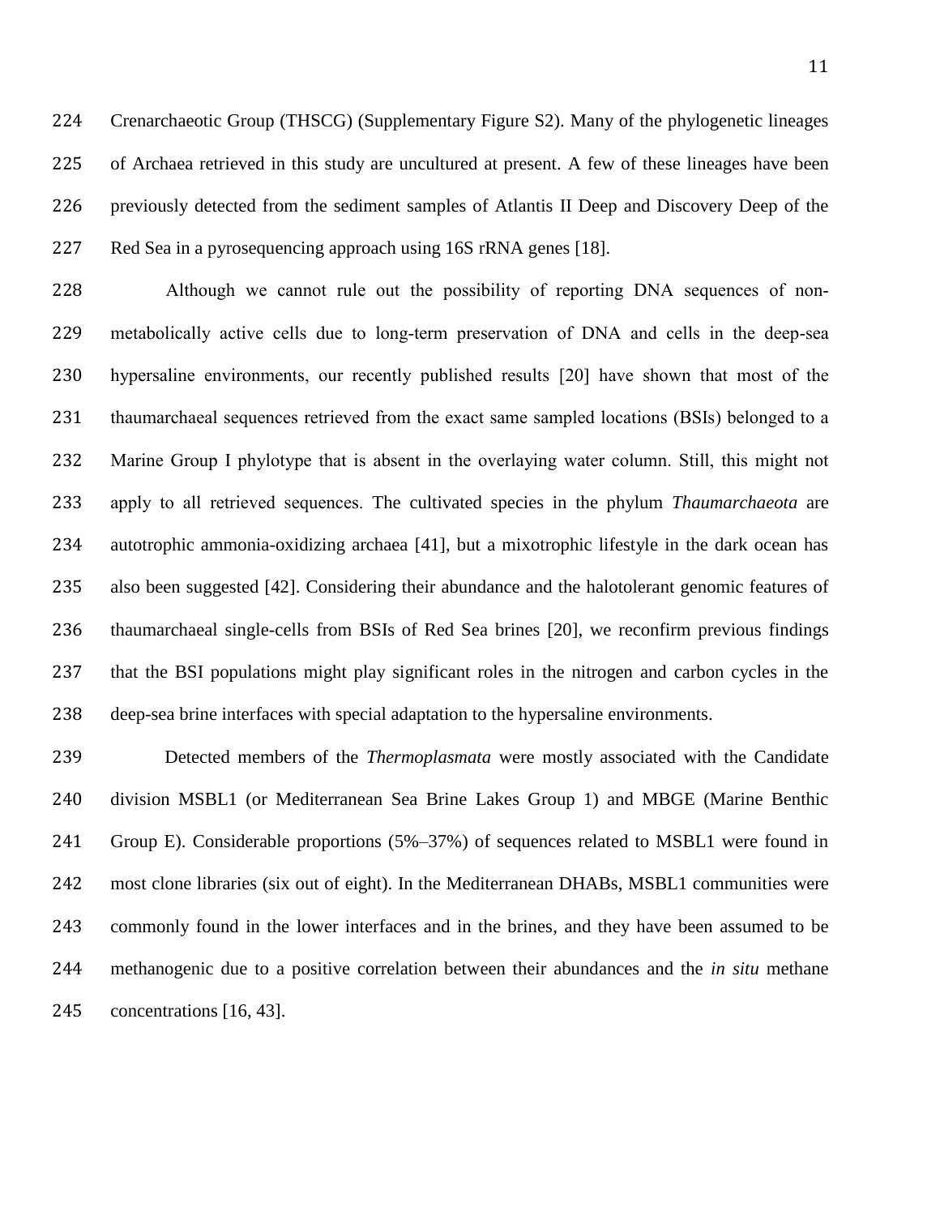Crenarchaeotic Group (THSCG) (Supplementary Figure S2). Many of the phylogenetic lineages of Archaea retrieved in this study are uncultured at present. A few of these lineages have been previously detected from the sediment samples of Atlantis II Deep and Discovery Deep of the Red Sea in a pyrosequencing approach using 16S rRNA genes [18].

Although we cannot rule out the possibility of reporting DNA sequences of non-metabolically active cells due to long-term preservation of DNA and cells in the deep-sea hypersaline environments, our recently published results [20] have shown that most of the thaumarchaeal sequences retrieved from the exact same sampled locations (BSIs) belonged to a Marine Group I phylotype that is absent in the overlaying water column. Still, this might not apply to all retrieved sequences. The cultivated species in the phylum *Thaumarchaeota* are autotrophic ammonia-oxidizing archaea [41], but a mixotrophic lifestyle in the dark ocean has also been suggested [42]. Considering their abundance and the halotolerant genomic features of thaumarchaeal single-cells from BSIs of Red Sea brines [20], we reconfirm previous findings that the BSI populations might play significant roles in the nitrogen and carbon cycles in the deep-sea brine interfaces with special adaptation to the hypersaline environments.

Detected members of the *Thermoplasmata* were mostly associated with the Candidate division MSBL1 (or Mediterranean Sea Brine Lakes Group 1) and MBGE (Marine Benthic Group E). Considerable proportions (5%–37%) of sequences related to MSBL1 were found in most clone libraries (six out of eight). In the Mediterranean DHABs, MSBL1 communities were commonly found in the lower interfaces and in the brines, and they have been assumed to be methanogenic due to a positive correlation between their abundances and the *in situ* methane concentrations [16, 43].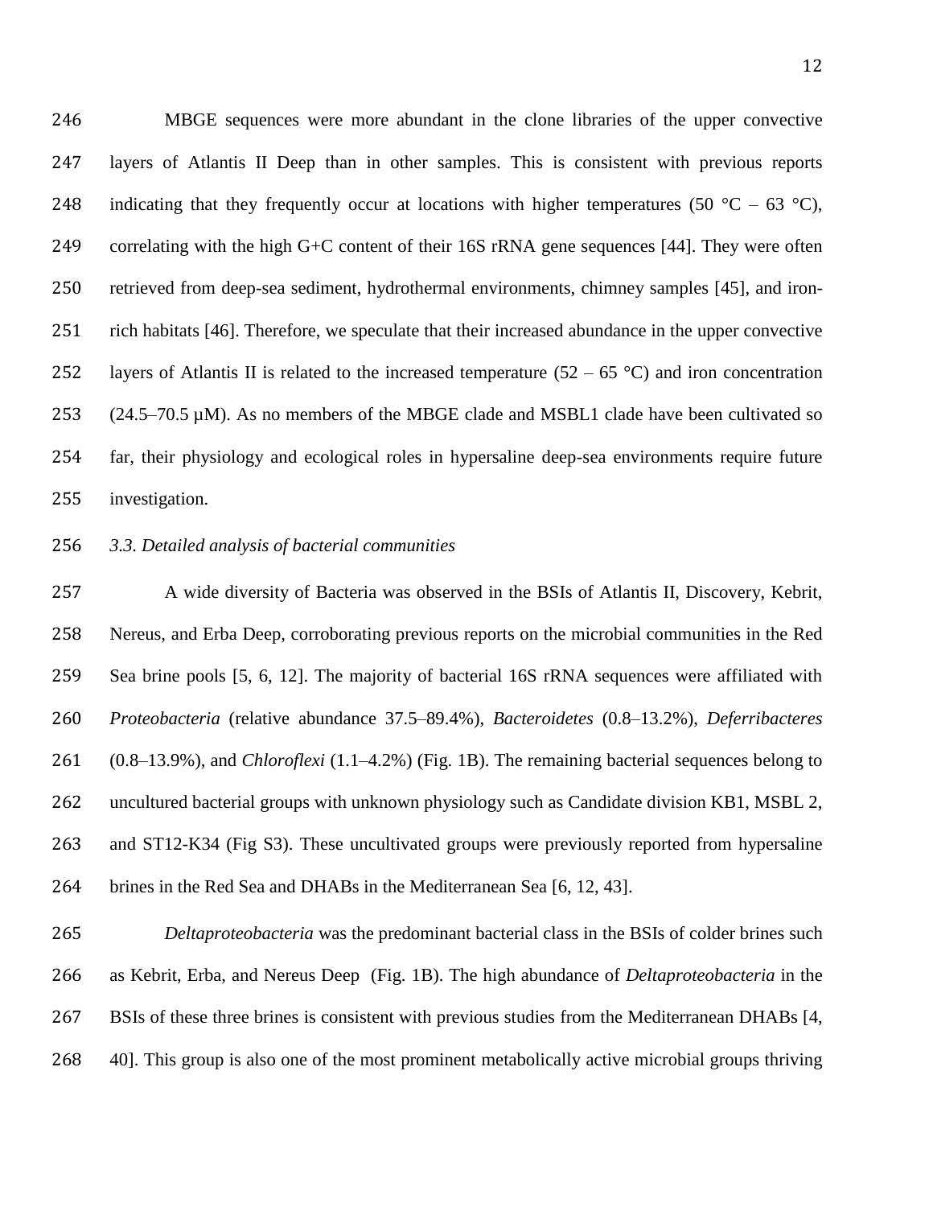MBGE sequences were more abundant in the clone libraries of the upper convective layers of Atlantis II Deep than in other samples. This is consistent with previous reports indicating that they frequently occur at locations with higher temperatures (50 °C – 63 °C), correlating with the high G+C content of their 16S rRNA gene sequences [44]. They were often retrieved from deep-sea sediment, hydrothermal environments, chimney samples [45], and iron-rich habitats [46]. Therefore, we speculate that their increased abundance in the upper convective layers of Atlantis II is related to the increased temperature (52 – 65 °C) and iron concentration (24.5–70.5 µM). As no members of the MBGE clade and MSBL1 clade have been cultivated so far, their physiology and ecological roles in hypersaline deep-sea environments require future investigation.

### *3.3. Detailed analysis of bacterial communities*

A wide diversity of Bacteria was observed in the BSIs of Atlantis II, Discovery, Kebrit, Nereus, and Erba Deep, corroborating previous reports on the microbial communities in the Red Sea brine pools [5, 6, 12]. The majority of bacterial 16S rRNA sequences were affiliated with *Proteobacteria* (relative abundance 37.5–89.4%), *Bacteroidetes* (0.8–13.2%), *Deferribacteres* (0.8–13.9%), and *Chloroflexi* (1.1–4.2%) (Fig. 1B). The remaining bacterial sequences belong to uncultured bacterial groups with unknown physiology such as Candidate division KB1, MSBL 2, and ST12-K34 (Fig S3). These uncultivated groups were previously reported from hypersaline brines in the Red Sea and DHABs in the Mediterranean Sea [6, 12, 43].

*Deltaproteobacteria* was the predominant bacterial class in the BSIs of colder brines such as Kebrit, Erba, and Nereus Deep (Fig. 1B). The high abundance of *Deltaproteobacteria* in the BSIs of these three brines is consistent with previous studies from the Mediterranean DHABs [4, 40]. This group is also one of the most prominent metabolically active microbial groups thriving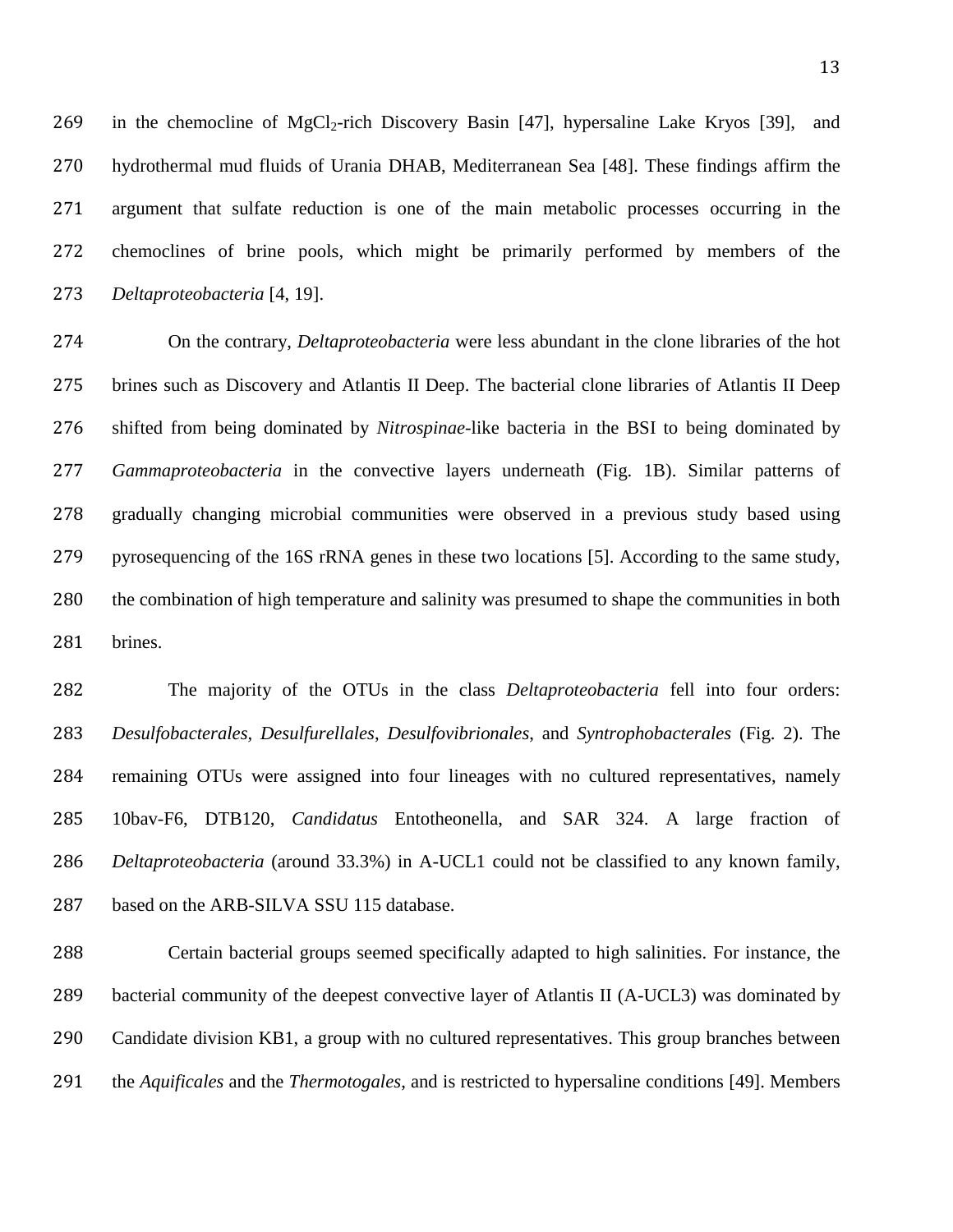in the chemocline of $MgCl_2$-rich Discovery Basin [47], hypersaline Lake Kryos [39], and hydrothermal mud fluids of Urania DHAB, Mediterranean Sea [48]. These findings affirm the argument that sulfate reduction is one of the main metabolic processes occurring in the chemoclines of brine pools, which might be primarily performed by members of the *Deltaproteobacteria* [4, 19].

On the contrary, *Deltaproteobacteria* were less abundant in the clone libraries of the hot brines such as Discovery and Atlantis II Deep. The bacterial clone libraries of Atlantis II Deep shifted from being dominated by *Nitrospinae*-like bacteria in the BSI to being dominated by *Gammaproteobacteria* in the convective layers underneath (Fig. 1B). Similar patterns of gradually changing microbial communities were observed in a previous study based using pyrosequencing of the 16S rRNA genes in these two locations [5]. According to the same study, the combination of high temperature and salinity was presumed to shape the communities in both brines.

The majority of the OTUs in the class *Deltaproteobacteria* fell into four orders: *Desulfobacterales*, *Desulfurellales*, *Desulfovibrionales*, and *Syntrophobacterales* (Fig. 2). The remaining OTUs were assigned into four lineages with no cultured representatives, namely 10bav-F6, DTB120, *Candidatus* Entotheonella, and SAR 324. A large fraction of *Deltaproteobacteria* (around 33.3%) in A-UCL1 could not be classified to any known family, based on the ARB-SILVA SSU 115 database.

Certain bacterial groups seemed specifically adapted to high salinities. For instance, the bacterial community of the deepest convective layer of Atlantis II (A-UCL3) was dominated by Candidate division KB1, a group with no cultured representatives. This group branches between the *Aquificales* and the *Thermotogales*, and is restricted to hypersaline conditions [49]. Members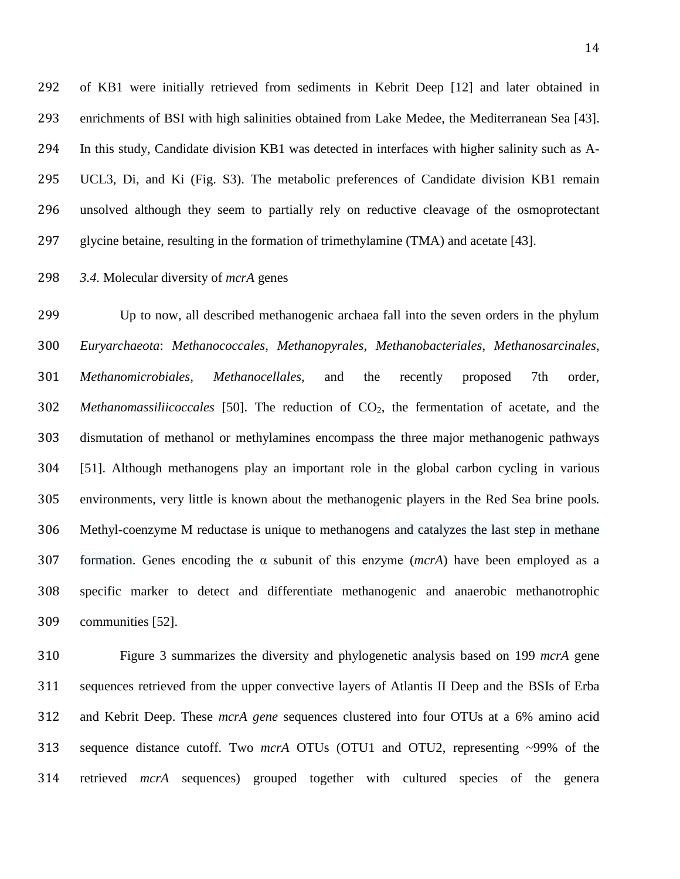of KB1 were initially retrieved from sediments in Kebrit Deep [12] and later obtained in enrichments of BSI with high salinities obtained from Lake Medee, the Mediterranean Sea [43]. In this study, Candidate division KB1 was detected in interfaces with higher salinity such as A-UCL3, Di, and Ki (Fig. S3). The metabolic preferences of Candidate division KB1 remain unsolved although they seem to partially rely on reductive cleavage of the osmoprotectant glycine betaine, resulting in the formation of trimethylamine (TMA) and acetate [43].

*3.4.* Molecular diversity of *mcrA* genes

Up to now, all described methanogenic archaea fall into the seven orders in the phylum *Euryarchaeota*: *Methanococcales*, *Methanopyrales*, *Methanobacteriales*, *Methanosarcinales*, *Methanomicrobiales*, *Methanocellales*, and the recently proposed 7th order, *Methanomassiliicoccales* [50]. The reduction of $CO_2$, the fermentation of acetate, and the dismutation of methanol or methylamines encompass the three major methanogenic pathways [51]. Although methanogens play an important role in the global carbon cycling in various environments, very little is known about the methanogenic players in the Red Sea brine pools. Methyl-coenzyme M reductase is unique to methanogens and catalyzes the last step in methane formation. Genes encoding the α subunit of this enzyme (*mcrA*) have been employed as a specific marker to detect and differentiate methanogenic and anaerobic methanotrophic communities [52].

Figure 3 summarizes the diversity and phylogenetic analysis based on 199 *mcrA* gene sequences retrieved from the upper convective layers of Atlantis II Deep and the BSIs of Erba and Kebrit Deep. These *mcrA gene* sequences clustered into four OTUs at a 6% amino acid sequence distance cutoff. Two *mcrA* OTUs (OTU1 and OTU2, representing ~99% of the retrieved *mcrA* sequences) grouped together with cultured species of the genera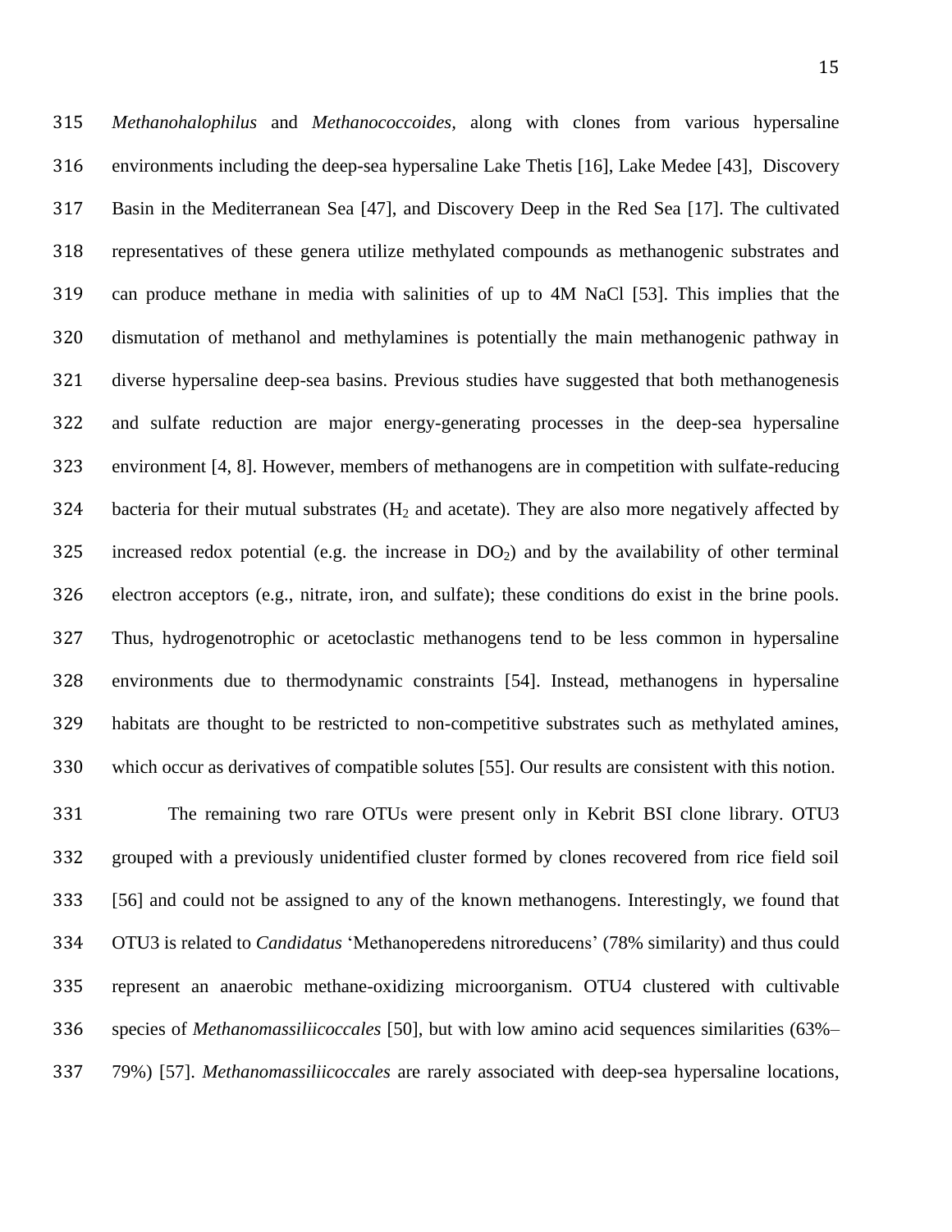*Methanohalophilus* and *Methanococcoides*, along with clones from various hypersaline environments including the deep-sea hypersaline Lake Thetis [16], Lake Medee [43], Discovery Basin in the Mediterranean Sea [47], and Discovery Deep in the Red Sea [17]. The cultivated representatives of these genera utilize methylated compounds as methanogenic substrates and can produce methane in media with salinities of up to 4M NaCl [53]. This implies that the dismutation of methanol and methylamines is potentially the main methanogenic pathway in diverse hypersaline deep-sea basins. Previous studies have suggested that both methanogenesis and sulfate reduction are major energy-generating processes in the deep-sea hypersaline environment [4, 8]. However, members of methanogens are in competition with sulfate-reducing bacteria for their mutual substrates ($H_2$ and acetate). They are also more negatively affected by increased redox potential (e.g. the increase in $DO_2$) and by the availability of other terminal electron acceptors (e.g., nitrate, iron, and sulfate); these conditions do exist in the brine pools. Thus, hydrogenotrophic or acetoclastic methanogens tend to be less common in hypersaline environments due to thermodynamic constraints [54]. Instead, methanogens in hypersaline habitats are thought to be restricted to non-competitive substrates such as methylated amines, which occur as derivatives of compatible solutes [55]. Our results are consistent with this notion.

The remaining two rare OTUs were present only in Kebrit BSI clone library. OTU3 grouped with a previously unidentified cluster formed by clones recovered from rice field soil [56] and could not be assigned to any of the known methanogens. Interestingly, we found that OTU3 is related to *Candidatus* 'Methanoperedens nitroreducens' (78% similarity) and thus could represent an anaerobic methane-oxidizing microorganism. OTU4 clustered with cultivable species of *Methanomassiliicoccales* [50], but with low amino acid sequences similarities (63%–79%) [57]. *Methanomassiliicoccales* are rarely associated with deep-sea hypersaline locations,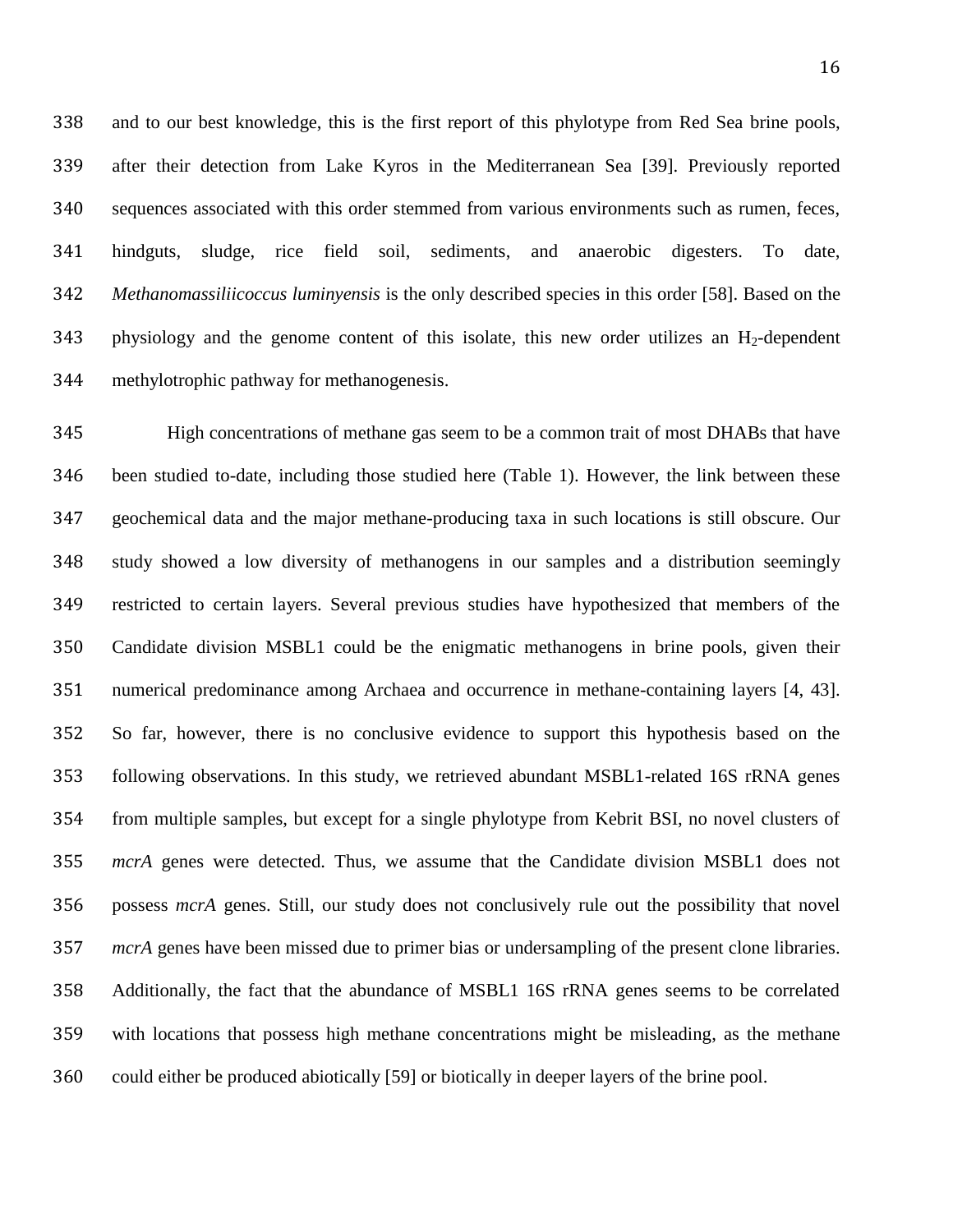and to our best knowledge, this is the first report of this phylotype from Red Sea brine pools, after their detection from Lake Kyros in the Mediterranean Sea [39]. Previously reported sequences associated with this order stemmed from various environments such as rumen, feces, hindguts, sludge, rice field soil, sediments, and anaerobic digesters. To date, *Methanomassiliicoccus luminyensis* is the only described species in this order [58]. Based on the physiology and the genome content of this isolate, this new order utilizes an $H_2$-dependent methylotrophic pathway for methanogenesis.

High concentrations of methane gas seem to be a common trait of most DHABs that have been studied to-date, including those studied here (Table 1). However, the link between these geochemical data and the major methane-producing taxa in such locations is still obscure. Our study showed a low diversity of methanogens in our samples and a distribution seemingly restricted to certain layers. Several previous studies have hypothesized that members of the Candidate division MSBL1 could be the enigmatic methanogens in brine pools, given their numerical predominance among Archaea and occurrence in methane-containing layers [4, 43]. So far, however, there is no conclusive evidence to support this hypothesis based on the following observations. In this study, we retrieved abundant MSBL1-related 16S rRNA genes from multiple samples, but except for a single phylotype from Kebrit BSI, no novel clusters of *mcrA* genes were detected. Thus, we assume that the Candidate division MSBL1 does not possess *mcrA* genes. Still, our study does not conclusively rule out the possibility that novel *mcrA* genes have been missed due to primer bias or undersampling of the present clone libraries. Additionally, the fact that the abundance of MSBL1 16S rRNA genes seems to be correlated with locations that possess high methane concentrations might be misleading, as the methane could either be produced abiotically [59] or biotically in deeper layers of the brine pool.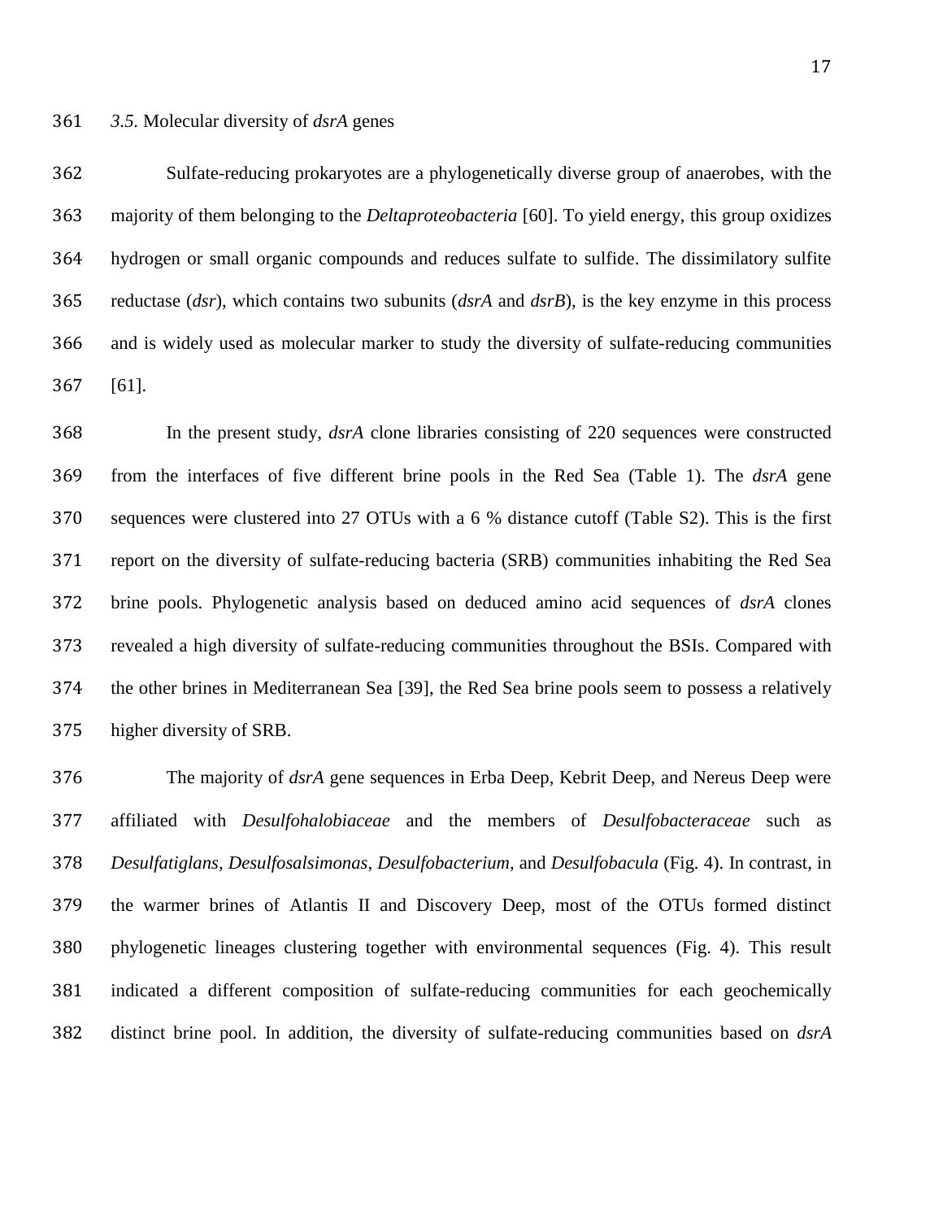### *3.5.* Molecular diversity of *dsrA* genes

Sulfate-reducing prokaryotes are a phylogenetically diverse group of anaerobes, with the majority of them belonging to the *Deltaproteobacteria* [60]. To yield energy, this group oxidizes hydrogen or small organic compounds and reduces sulfate to sulfide. The dissimilatory sulfite reductase (*dsr*), which contains two subunits (*dsrA* and *dsrB*), is the key enzyme in this process and is widely used as molecular marker to study the diversity of sulfate-reducing communities [61].

In the present study, *dsrA* clone libraries consisting of 220 sequences were constructed from the interfaces of five different brine pools in the Red Sea (Table 1). The *dsrA* gene sequences were clustered into 27 OTUs with a 6 % distance cutoff (Table S2). This is the first report on the diversity of sulfate-reducing bacteria (SRB) communities inhabiting the Red Sea brine pools. Phylogenetic analysis based on deduced amino acid sequences of *dsrA* clones revealed a high diversity of sulfate-reducing communities throughout the BSIs. Compared with the other brines in Mediterranean Sea [39], the Red Sea brine pools seem to possess a relatively higher diversity of SRB.

The majority of *dsrA* gene sequences in Erba Deep, Kebrit Deep, and Nereus Deep were affiliated with *Desulfohalobiaceae* and the members of *Desulfobacteraceae* such as *Desulfatiglans*, *Desulfosalsimonas*, *Desulfobacterium*, and *Desulfobacula* (Fig. 4). In contrast, in the warmer brines of Atlantis II and Discovery Deep, most of the OTUs formed distinct phylogenetic lineages clustering together with environmental sequences (Fig. 4). This result indicated a different composition of sulfate-reducing communities for each geochemically distinct brine pool. In addition, the diversity of sulfate-reducing communities based on *dsrA*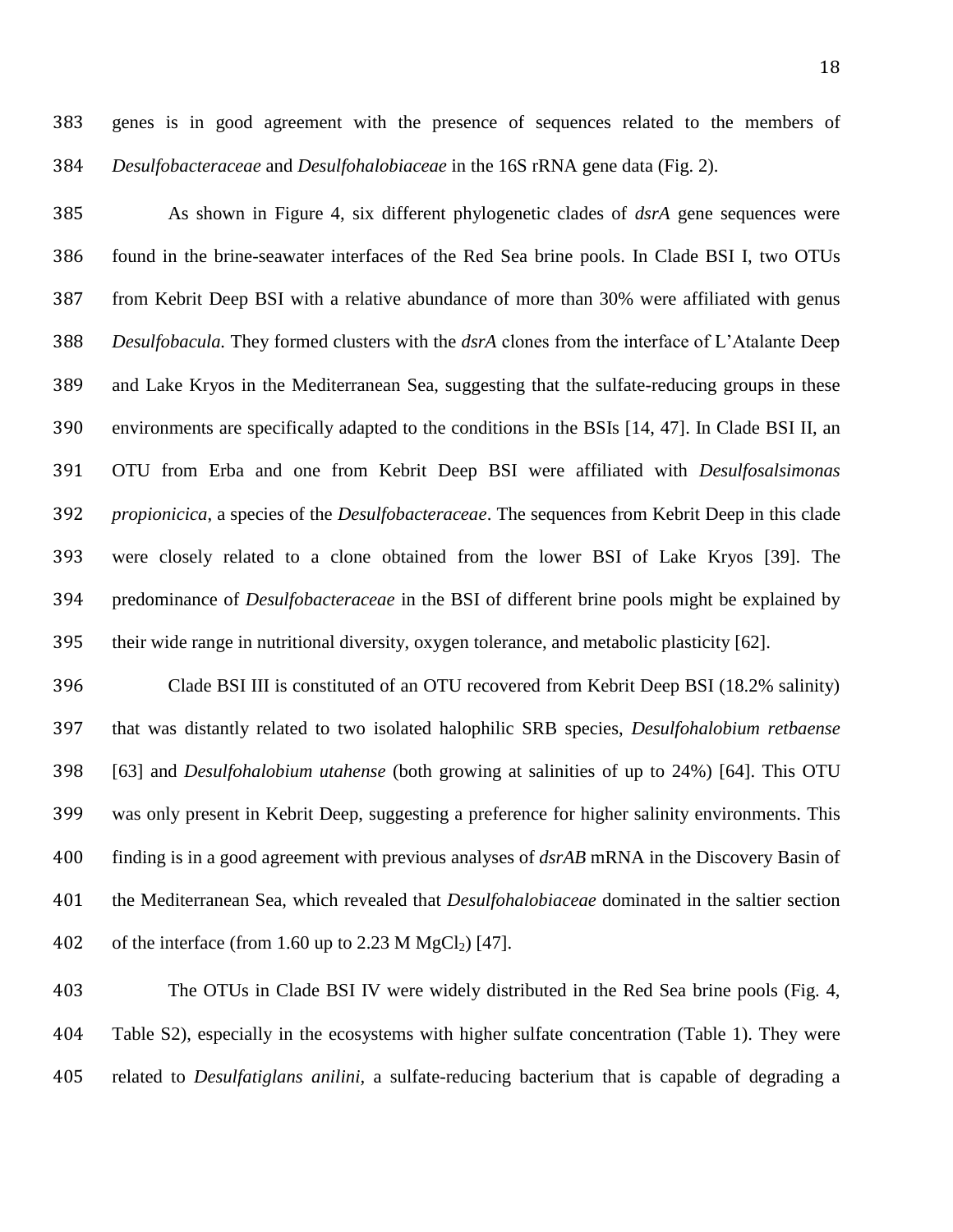genes is in good agreement with the presence of sequences related to the members of *Desulfobacteraceae* and *Desulfohalobiaceae* in the 16S rRNA gene data (Fig. 2).

As shown in Figure 4, six different phylogenetic clades of *dsrA* gene sequences were found in the brine-seawater interfaces of the Red Sea brine pools. In Clade BSI I, two OTUs from Kebrit Deep BSI with a relative abundance of more than 30% were affiliated with genus *Desulfobacula.* They formed clusters with the *dsrA* clones from the interface of L'Atalante Deep and Lake Kryos in the Mediterranean Sea, suggesting that the sulfate-reducing groups in these environments are specifically adapted to the conditions in the BSIs [14, 47]. In Clade BSI II, an OTU from Erba and one from Kebrit Deep BSI were affiliated with *Desulfosalsimonas propionicica*, a species of the *Desulfobacteraceae*. The sequences from Kebrit Deep in this clade were closely related to a clone obtained from the lower BSI of Lake Kryos [39]. The predominance of *Desulfobacteraceae* in the BSI of different brine pools might be explained by their wide range in nutritional diversity, oxygen tolerance, and metabolic plasticity [62].

Clade BSI III is constituted of an OTU recovered from Kebrit Deep BSI (18.2% salinity) that was distantly related to two isolated halophilic SRB species, *Desulfohalobium retbaense* [63] and *Desulfohalobium utahense* (both growing at salinities of up to 24%) [64]. This OTU was only present in Kebrit Deep, suggesting a preference for higher salinity environments. This finding is in a good agreement with previous analyses of *dsrAB* mRNA in the Discovery Basin of the Mediterranean Sea, which revealed that *Desulfohalobiaceae* dominated in the saltier section of the interface (from 1.60 up to 2.23 M $MgCl_2$) [47].

The OTUs in Clade BSI IV were widely distributed in the Red Sea brine pools (Fig. 4, Table S2), especially in the ecosystems with higher sulfate concentration (Table 1). They were related to *Desulfatiglans anilini*, a sulfate-reducing bacterium that is capable of degrading a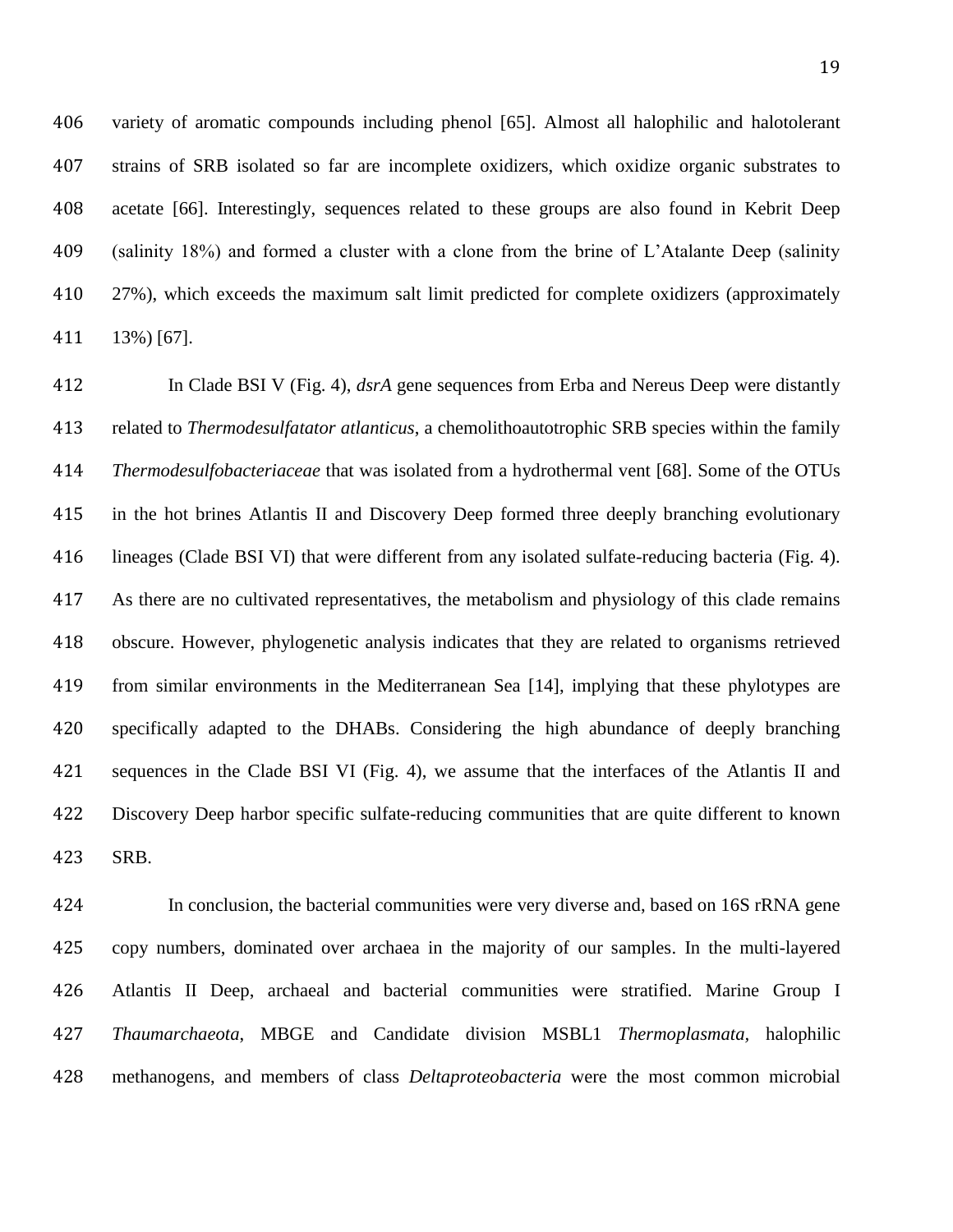variety of aromatic compounds including phenol [65]. Almost all halophilic and halotolerant strains of SRB isolated so far are incomplete oxidizers, which oxidize organic substrates to acetate [66]. Interestingly, sequences related to these groups are also found in Kebrit Deep (salinity 18%) and formed a cluster with a clone from the brine of L'Atalante Deep (salinity 27%), which exceeds the maximum salt limit predicted for complete oxidizers (approximately 13%) [67].

In Clade BSI V (Fig. 4), *dsrA* gene sequences from Erba and Nereus Deep were distantly related to *Thermodesulfatator atlanticus*, a chemolithoautotrophic SRB species within the family *Thermodesulfobacteriaceae* that was isolated from a hydrothermal vent [68]. Some of the OTUs in the hot brines Atlantis II and Discovery Deep formed three deeply branching evolutionary lineages (Clade BSI VI) that were different from any isolated sulfate-reducing bacteria (Fig. 4). As there are no cultivated representatives, the metabolism and physiology of this clade remains obscure. However, phylogenetic analysis indicates that they are related to organisms retrieved from similar environments in the Mediterranean Sea [14], implying that these phylotypes are specifically adapted to the DHABs. Considering the high abundance of deeply branching sequences in the Clade BSI VI (Fig. 4), we assume that the interfaces of the Atlantis II and Discovery Deep harbor specific sulfate-reducing communities that are quite different to known SRB.

In conclusion, the bacterial communities were very diverse and, based on 16S rRNA gene copy numbers, dominated over archaea in the majority of our samples. In the multi-layered Atlantis II Deep, archaeal and bacterial communities were stratified. Marine Group I *Thaumarchaeota*, MBGE and Candidate division MSBL1 *Thermoplasmata*, halophilic methanogens, and members of class *Deltaproteobacteria* were the most common microbial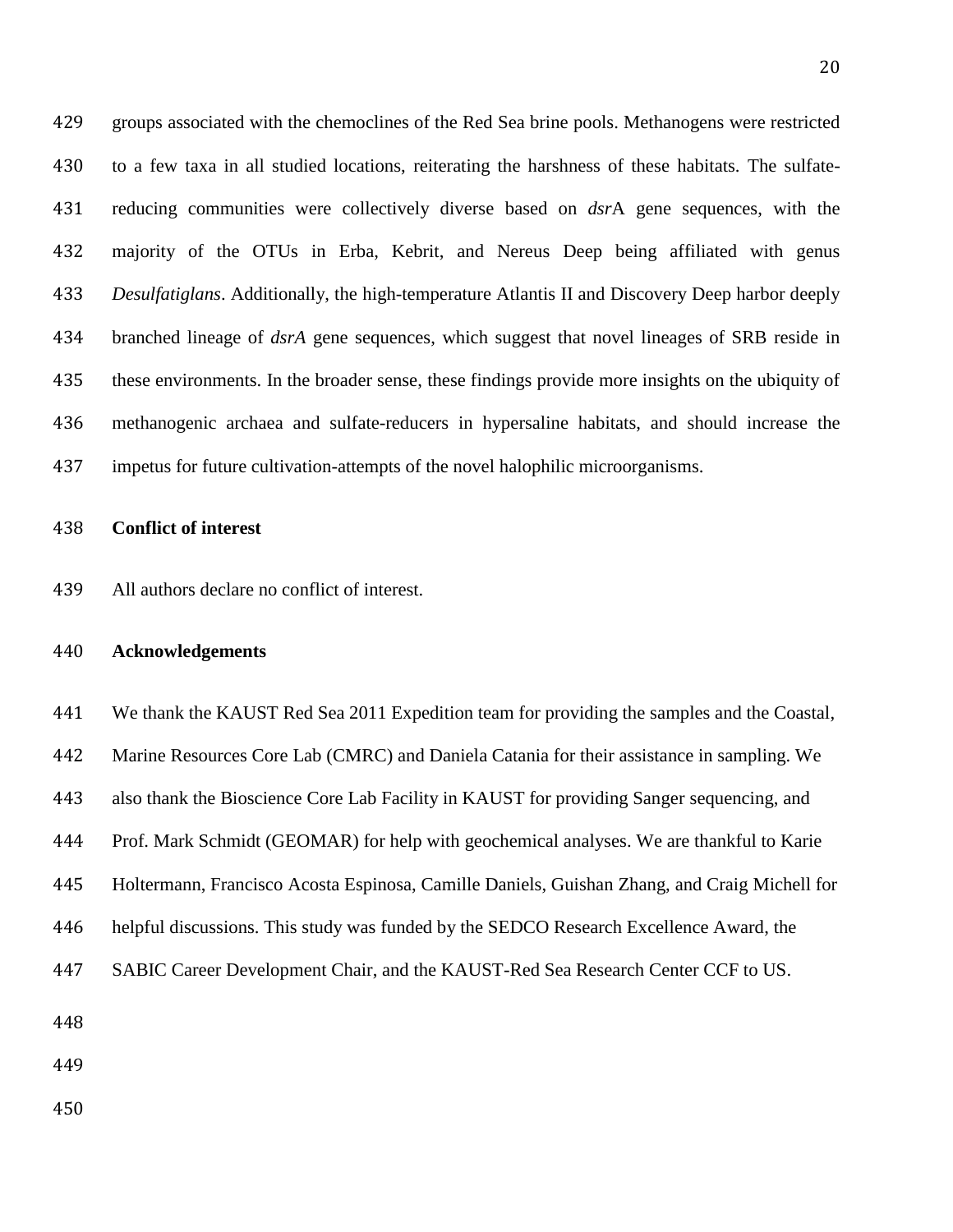groups associated with the chemoclines of the Red Sea brine pools. Methanogens were restricted to a few taxa in all studied locations, reiterating the harshness of these habitats. The sulfate-reducing communities were collectively diverse based on *dsr*A gene sequences, with the majority of the OTUs in Erba, Kebrit, and Nereus Deep being affiliated with genus *Desulfatiglans*. Additionally, the high-temperature Atlantis II and Discovery Deep harbor deeply branched lineage of *dsrA* gene sequences, which suggest that novel lineages of SRB reside in these environments. In the broader sense, these findings provide more insights on the ubiquity of methanogenic archaea and sulfate-reducers in hypersaline habitats, and should increase the impetus for future cultivation-attempts of the novel halophilic microorganisms.

**Conflict of interest**

All authors declare no conflict of interest.

**Acknowledgements**

We thank the KAUST Red Sea 2011 Expedition team for providing the samples and the Coastal, Marine Resources Core Lab (CMRC) and Daniela Catania for their assistance in sampling. We also thank the Bioscience Core Lab Facility in KAUST for providing Sanger sequencing, and Prof. Mark Schmidt (GEOMAR) for help with geochemical analyses. We are thankful to Karie Holtermann, Francisco Acosta Espinosa, Camille Daniels, Guishan Zhang, and Craig Michell for helpful discussions. This study was funded by the SEDCO Research Excellence Award, the SABIC Career Development Chair, and the KAUST-Red Sea Research Center CCF to US.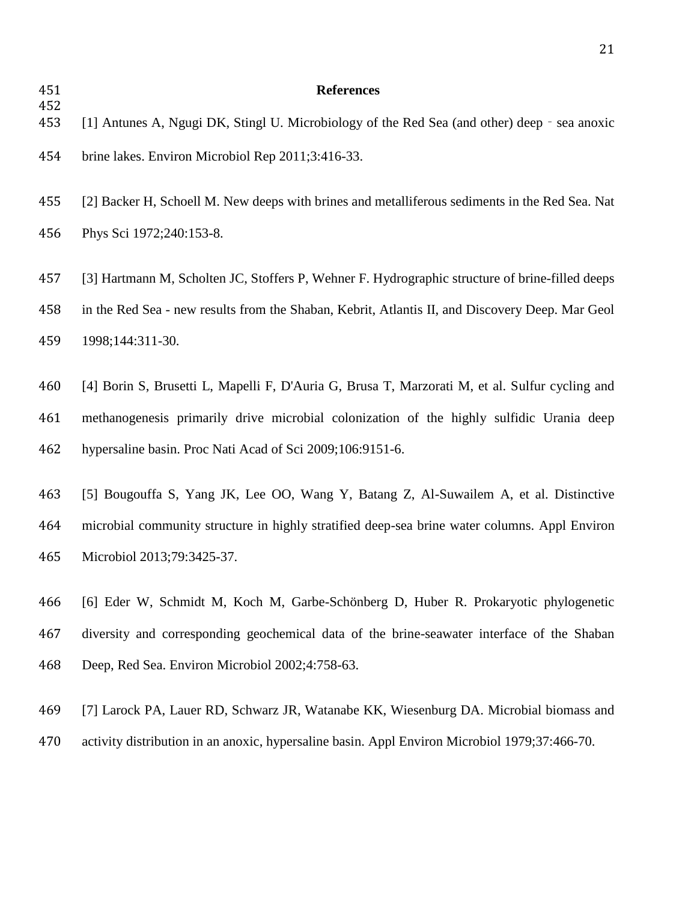# References

[1] Antunes A, Ngugi DK, Stingl U. Microbiology of the Red Sea (and other) deep‐sea anoxic brine lakes. Environ Microbiol Rep 2011;3:416-33.

[2] Backer H, Schoell M. New deeps with brines and metalliferous sediments in the Red Sea. Nat Phys Sci 1972;240:153-8.

[3] Hartmann M, Scholten JC, Stoffers P, Wehner F. Hydrographic structure of brine-filled deeps in the Red Sea - new results from the Shaban, Kebrit, Atlantis II, and Discovery Deep. Mar Geol 1998;144:311-30.

[4] Borin S, Brusetti L, Mapelli F, D'Auria G, Brusa T, Marzorati M, et al. Sulfur cycling and methanogenesis primarily drive microbial colonization of the highly sulfidic Urania deep hypersaline basin. Proc Nati Acad of Sci 2009;106:9151-6.

[5] Bougouffa S, Yang JK, Lee OO, Wang Y, Batang Z, Al-Suwailem A, et al. Distinctive microbial community structure in highly stratified deep-sea brine water columns. Appl Environ Microbiol 2013;79:3425-37.

[6] Eder W, Schmidt M, Koch M, Garbe-Schönberg D, Huber R. Prokaryotic phylogenetic diversity and corresponding geochemical data of the brine-seawater interface of the Shaban Deep, Red Sea. Environ Microbiol 2002;4:758-63.

[7] Larock PA, Lauer RD, Schwarz JR, Watanabe KK, Wiesenburg DA. Microbial biomass and activity distribution in an anoxic, hypersaline basin. Appl Environ Microbiol 1979;37:466-70.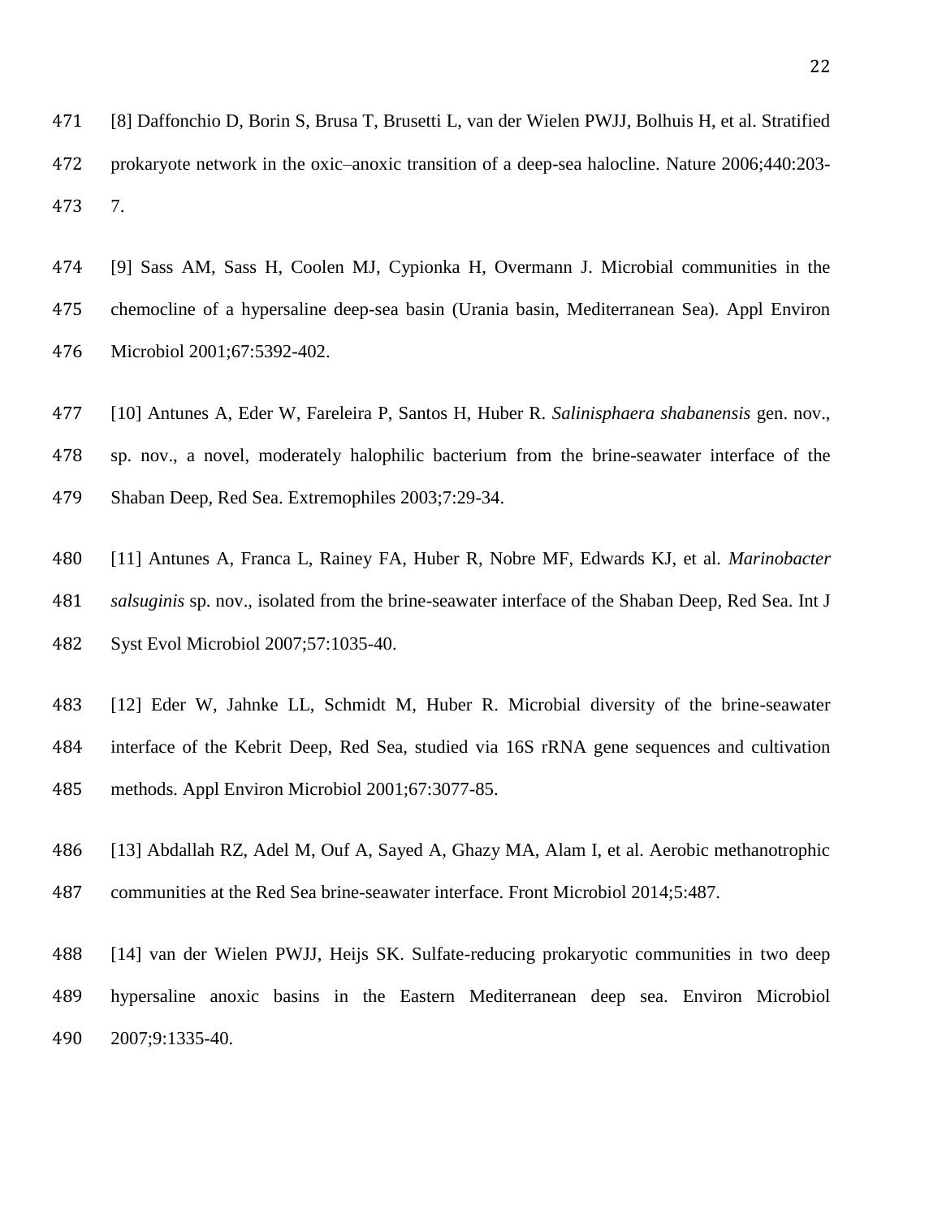[8] Daffonchio D, Borin S, Brusa T, Brusetti L, van der Wielen PWJJ, Bolhuis H, et al. Stratified prokaryote network in the oxic–anoxic transition of a deep-sea halocline. Nature 2006;440:203-7.

[9] Sass AM, Sass H, Coolen MJ, Cypionka H, Overmann J. Microbial communities in the chemocline of a hypersaline deep-sea basin (Urania basin, Mediterranean Sea). Appl Environ Microbiol 2001;67:5392-402.

[10] Antunes A, Eder W, Fareleira P, Santos H, Huber R. *Salinisphaera shabanensis* gen. nov., sp. nov., a novel, moderately halophilic bacterium from the brine-seawater interface of the Shaban Deep, Red Sea. Extremophiles 2003;7:29-34.

[11] Antunes A, Franca L, Rainey FA, Huber R, Nobre MF, Edwards KJ, et al. *Marinobacter salsuginis* sp. nov., isolated from the brine-seawater interface of the Shaban Deep, Red Sea. Int J Syst Evol Microbiol 2007;57:1035-40.

[12] Eder W, Jahnke LL, Schmidt M, Huber R. Microbial diversity of the brine-seawater interface of the Kebrit Deep, Red Sea, studied via 16S rRNA gene sequences and cultivation methods. Appl Environ Microbiol 2001;67:3077-85.

[13] Abdallah RZ, Adel M, Ouf A, Sayed A, Ghazy MA, Alam I, et al. Aerobic methanotrophic communities at the Red Sea brine-seawater interface. Front Microbiol 2014;5:487.

[14] van der Wielen PWJJ, Heijs SK. Sulfate-reducing prokaryotic communities in two deep hypersaline anoxic basins in the Eastern Mediterranean deep sea. Environ Microbiol 2007;9:1335-40.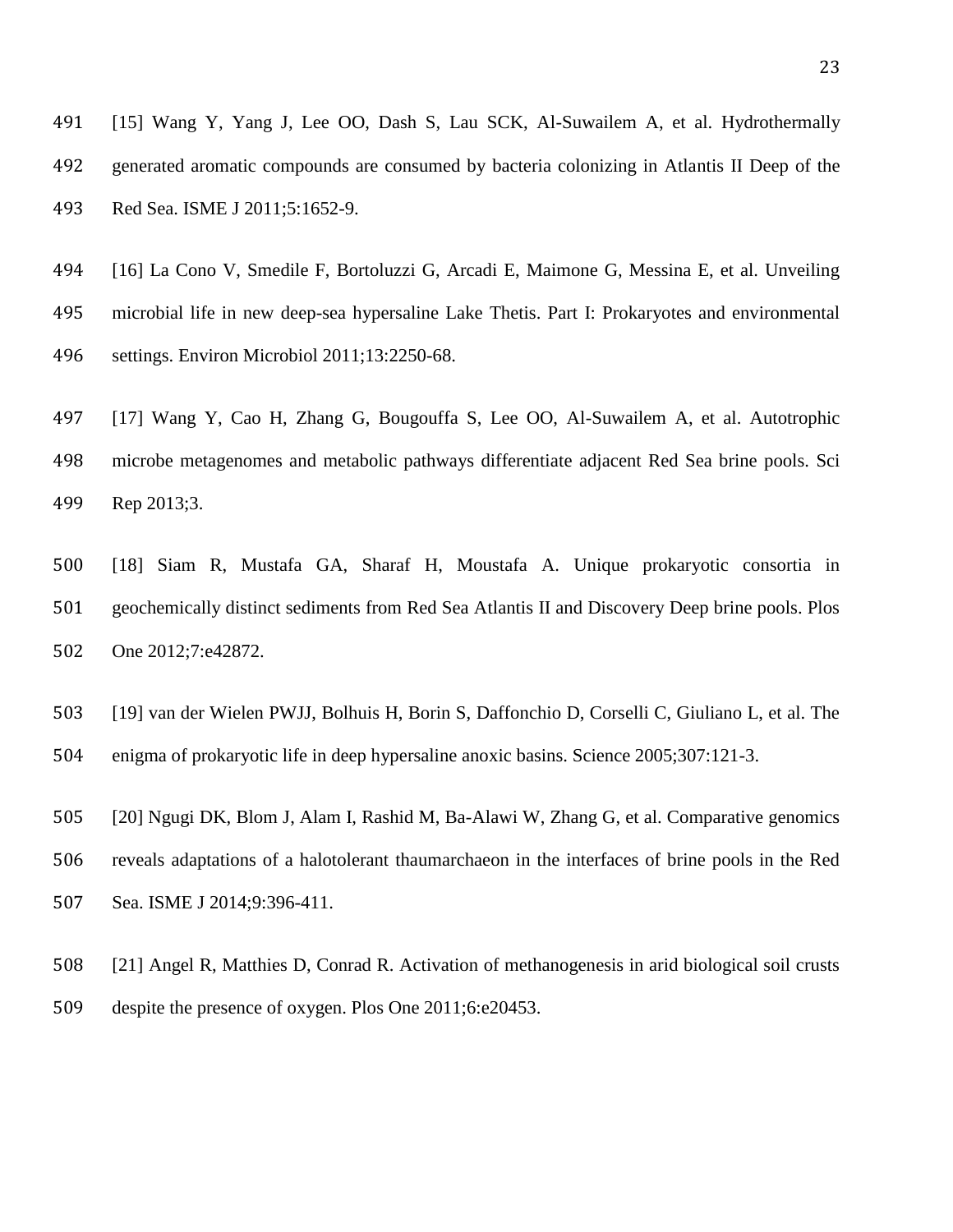[15] Wang Y, Yang J, Lee OO, Dash S, Lau SCK, Al-Suwailem A, et al. Hydrothermally generated aromatic compounds are consumed by bacteria colonizing in Atlantis II Deep of the Red Sea. ISME J 2011;5:1652-9.

[16] La Cono V, Smedile F, Bortoluzzi G, Arcadi E, Maimone G, Messina E, et al. Unveiling microbial life in new deep-sea hypersaline Lake Thetis. Part I: Prokaryotes and environmental settings. Environ Microbiol 2011;13:2250-68.

[17] Wang Y, Cao H, Zhang G, Bougouffa S, Lee OO, Al-Suwailem A, et al. Autotrophic microbe metagenomes and metabolic pathways differentiate adjacent Red Sea brine pools. Sci Rep 2013;3.

[18] Siam R, Mustafa GA, Sharaf H, Moustafa A. Unique prokaryotic consortia in geochemically distinct sediments from Red Sea Atlantis II and Discovery Deep brine pools. Plos One 2012;7:e42872.

[19] van der Wielen PWJJ, Bolhuis H, Borin S, Daffonchio D, Corselli C, Giuliano L, et al. The enigma of prokaryotic life in deep hypersaline anoxic basins. Science 2005;307:121-3.

[20] Ngugi DK, Blom J, Alam I, Rashid M, Ba-Alawi W, Zhang G, et al. Comparative genomics reveals adaptations of a halotolerant thaumarchaeon in the interfaces of brine pools in the Red Sea. ISME J 2014;9:396-411.

[21] Angel R, Matthies D, Conrad R. Activation of methanogenesis in arid biological soil crusts despite the presence of oxygen. Plos One 2011;6:e20453.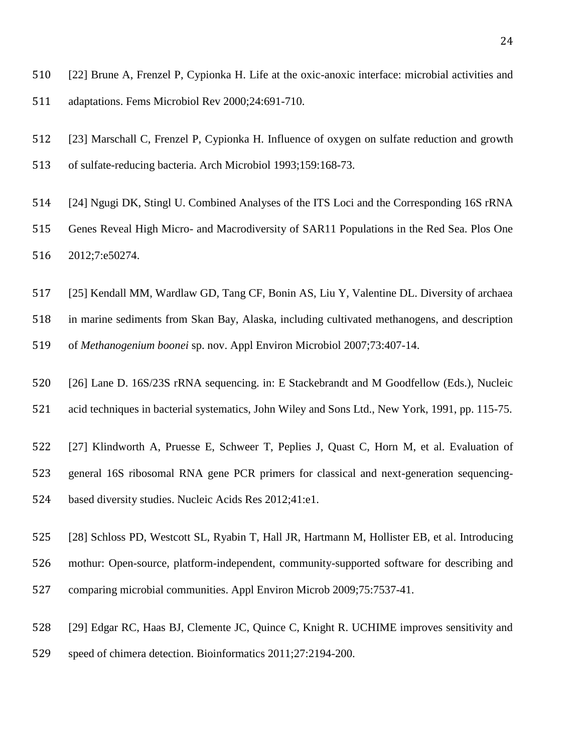[22] Brune A, Frenzel P, Cypionka H. Life at the oxic-anoxic interface: microbial activities and adaptations. Fems Microbiol Rev 2000;24:691-710.

[23] Marschall C, Frenzel P, Cypionka H. Influence of oxygen on sulfate reduction and growth of sulfate-reducing bacteria. Arch Microbiol 1993;159:168-73.

[24] Ngugi DK, Stingl U. Combined Analyses of the ITS Loci and the Corresponding 16S rRNA Genes Reveal High Micro- and Macrodiversity of SAR11 Populations in the Red Sea. Plos One 2012;7:e50274.

[25] Kendall MM, Wardlaw GD, Tang CF, Bonin AS, Liu Y, Valentine DL. Diversity of archaea in marine sediments from Skan Bay, Alaska, including cultivated methanogens, and description of *Methanogenium boonei* sp. nov. Appl Environ Microbiol 2007;73:407-14.

[26] Lane D. 16S/23S rRNA sequencing. in: E Stackebrandt and M Goodfellow (Eds.), Nucleic acid techniques in bacterial systematics, John Wiley and Sons Ltd., New York, 1991, pp. 115-75.

[27] Klindworth A, Pruesse E, Schweer T, Peplies J, Quast C, Horn M, et al. Evaluation of general 16S ribosomal RNA gene PCR primers for classical and next-generation sequencing-based diversity studies. Nucleic Acids Res 2012;41:e1.

[28] Schloss PD, Westcott SL, Ryabin T, Hall JR, Hartmann M, Hollister EB, et al. Introducing mothur: Open-source, platform-independent, community-supported software for describing and comparing microbial communities. Appl Environ Microb 2009;75:7537-41.

[29] Edgar RC, Haas BJ, Clemente JC, Quince C, Knight R. UCHIME improves sensitivity and speed of chimera detection. Bioinformatics 2011;27:2194-200.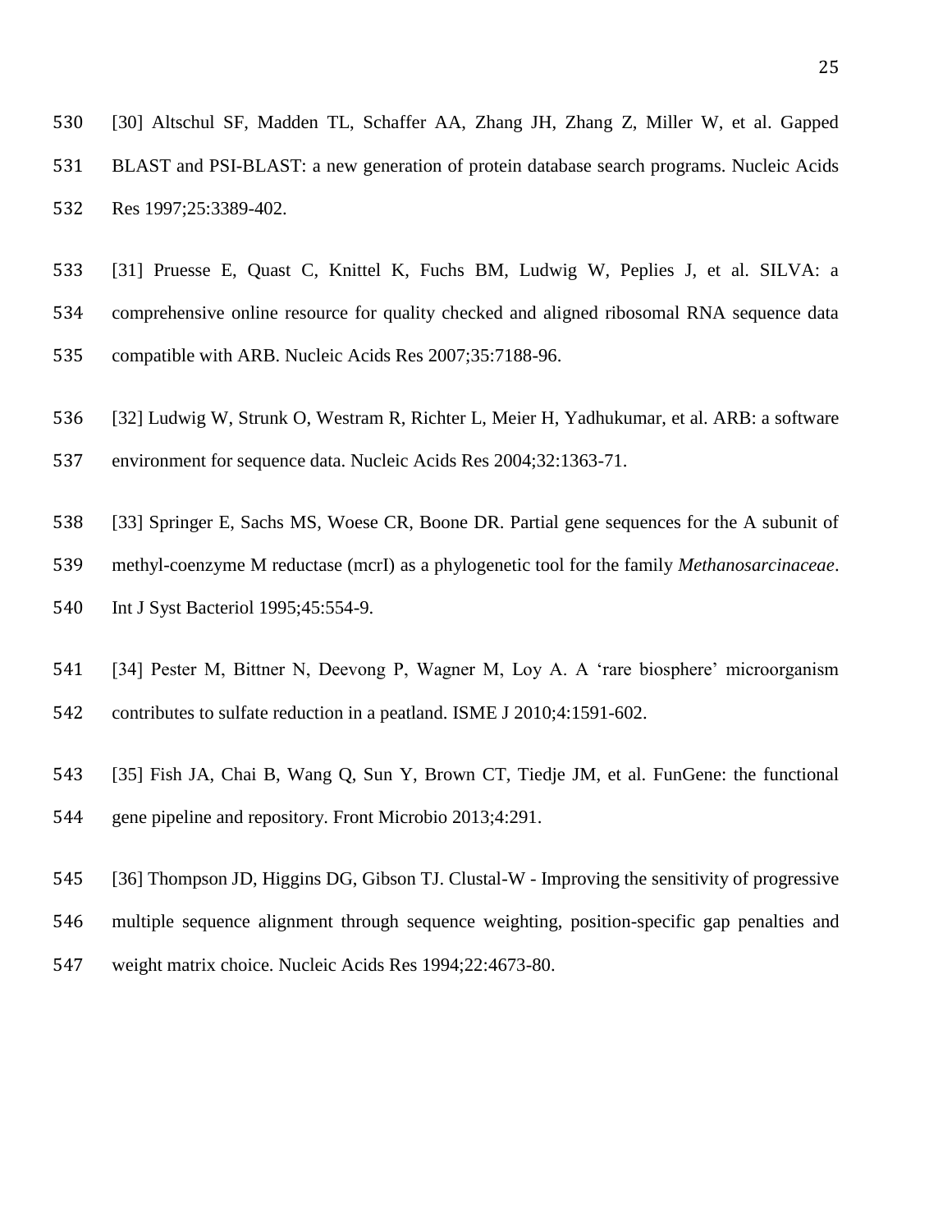[30] Altschul SF, Madden TL, Schaffer AA, Zhang JH, Zhang Z, Miller W, et al. Gapped BLAST and PSI-BLAST: a new generation of protein database search programs. Nucleic Acids Res 1997;25:3389-402.

[31] Pruesse E, Quast C, Knittel K, Fuchs BM, Ludwig W, Peplies J, et al. SILVA: a comprehensive online resource for quality checked and aligned ribosomal RNA sequence data compatible with ARB. Nucleic Acids Res 2007;35:7188-96.

[32] Ludwig W, Strunk O, Westram R, Richter L, Meier H, Yadhukumar, et al. ARB: a software environment for sequence data. Nucleic Acids Res 2004;32:1363-71.

[33] Springer E, Sachs MS, Woese CR, Boone DR. Partial gene sequences for the A subunit of methyl-coenzyme M reductase (mcrI) as a phylogenetic tool for the family *Methanosarcinaceae*. Int J Syst Bacteriol 1995;45:554-9.

[34] Pester M, Bittner N, Deevong P, Wagner M, Loy A. A 'rare biosphere' microorganism contributes to sulfate reduction in a peatland. ISME J 2010;4:1591-602.

[35] Fish JA, Chai B, Wang Q, Sun Y, Brown CT, Tiedje JM, et al. FunGene: the functional gene pipeline and repository. Front Microbio 2013;4:291.

[36] Thompson JD, Higgins DG, Gibson TJ. Clustal-W - Improving the sensitivity of progressive multiple sequence alignment through sequence weighting, position-specific gap penalties and weight matrix choice. Nucleic Acids Res 1994;22:4673-80.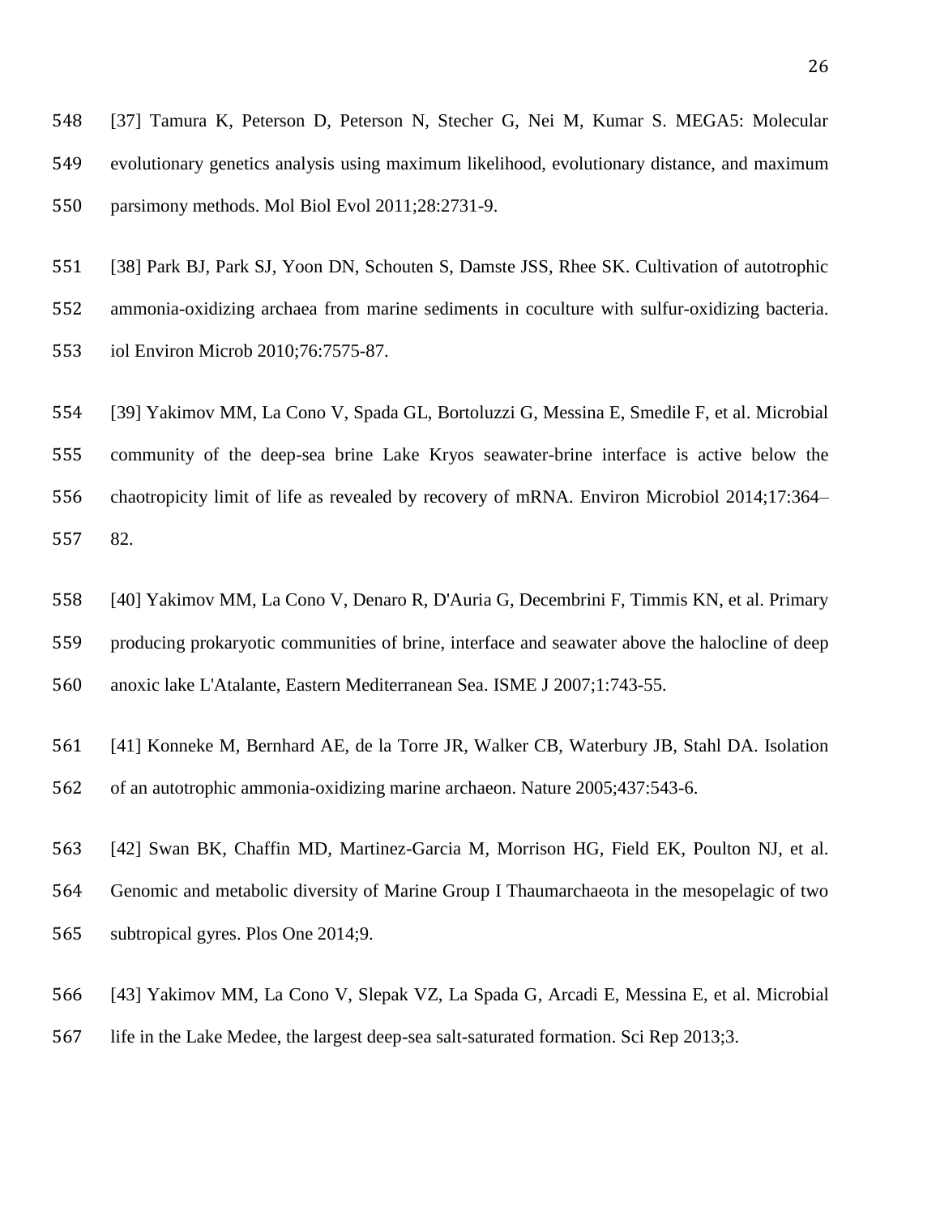[37] Tamura K, Peterson D, Peterson N, Stecher G, Nei M, Kumar S. MEGA5: Molecular evolutionary genetics analysis using maximum likelihood, evolutionary distance, and maximum parsimony methods. Mol Biol Evol 2011;28:2731-9.

[38] Park BJ, Park SJ, Yoon DN, Schouten S, Damste JSS, Rhee SK. Cultivation of autotrophic ammonia-oxidizing archaea from marine sediments in coculture with sulfur-oxidizing bacteria. iol Environ Microb 2010;76:7575-87.

[39] Yakimov MM, La Cono V, Spada GL, Bortoluzzi G, Messina E, Smedile F, et al. Microbial community of the deep-sea brine Lake Kryos seawater-brine interface is active below the chaotropicity limit of life as revealed by recovery of mRNA. Environ Microbiol 2014;17:364–82.

[40] Yakimov MM, La Cono V, Denaro R, D'Auria G, Decembrini F, Timmis KN, et al. Primary producing prokaryotic communities of brine, interface and seawater above the halocline of deep anoxic lake L'Atalante, Eastern Mediterranean Sea. ISME J 2007;1:743-55.

[41] Konneke M, Bernhard AE, de la Torre JR, Walker CB, Waterbury JB, Stahl DA. Isolation of an autotrophic ammonia-oxidizing marine archaeon. Nature 2005;437:543-6.

[42] Swan BK, Chaffin MD, Martinez-Garcia M, Morrison HG, Field EK, Poulton NJ, et al. Genomic and metabolic diversity of Marine Group I Thaumarchaeota in the mesopelagic of two subtropical gyres. Plos One 2014;9.

[43] Yakimov MM, La Cono V, Slepak VZ, La Spada G, Arcadi E, Messina E, et al. Microbial life in the Lake Medee, the largest deep-sea salt-saturated formation. Sci Rep 2013;3.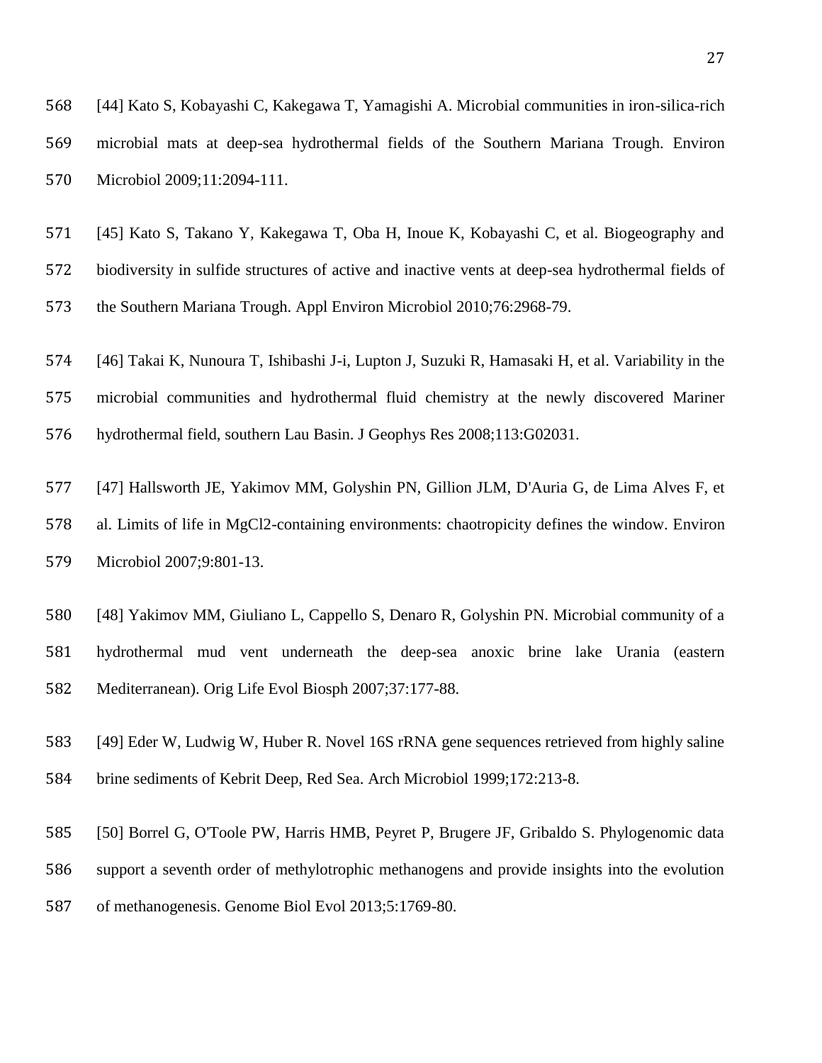[44] Kato S, Kobayashi C, Kakegawa T, Yamagishi A. Microbial communities in iron-silica-rich microbial mats at deep-sea hydrothermal fields of the Southern Mariana Trough. Environ Microbiol 2009;11:2094-111.

[45] Kato S, Takano Y, Kakegawa T, Oba H, Inoue K, Kobayashi C, et al. Biogeography and biodiversity in sulfide structures of active and inactive vents at deep-sea hydrothermal fields of the Southern Mariana Trough. Appl Environ Microbiol 2010;76:2968-79.

[46] Takai K, Nunoura T, Ishibashi J-i, Lupton J, Suzuki R, Hamasaki H, et al. Variability in the microbial communities and hydrothermal fluid chemistry at the newly discovered Mariner hydrothermal field, southern Lau Basin. J Geophys Res 2008;113:G02031.

[47] Hallsworth JE, Yakimov MM, Golyshin PN, Gillion JLM, D'Auria G, de Lima Alves F, et al. Limits of life in MgCl2-containing environments: chaotropicity defines the window. Environ Microbiol 2007;9:801-13.

[48] Yakimov MM, Giuliano L, Cappello S, Denaro R, Golyshin PN. Microbial community of a hydrothermal mud vent underneath the deep-sea anoxic brine lake Urania (eastern Mediterranean). Orig Life Evol Biosph 2007;37:177-88.

[49] Eder W, Ludwig W, Huber R. Novel 16S rRNA gene sequences retrieved from highly saline brine sediments of Kebrit Deep, Red Sea. Arch Microbiol 1999;172:213-8.

[50] Borrel G, O'Toole PW, Harris HMB, Peyret P, Brugere JF, Gribaldo S. Phylogenomic data support a seventh order of methylotrophic methanogens and provide insights into the evolution of methanogenesis. Genome Biol Evol 2013;5:1769-80.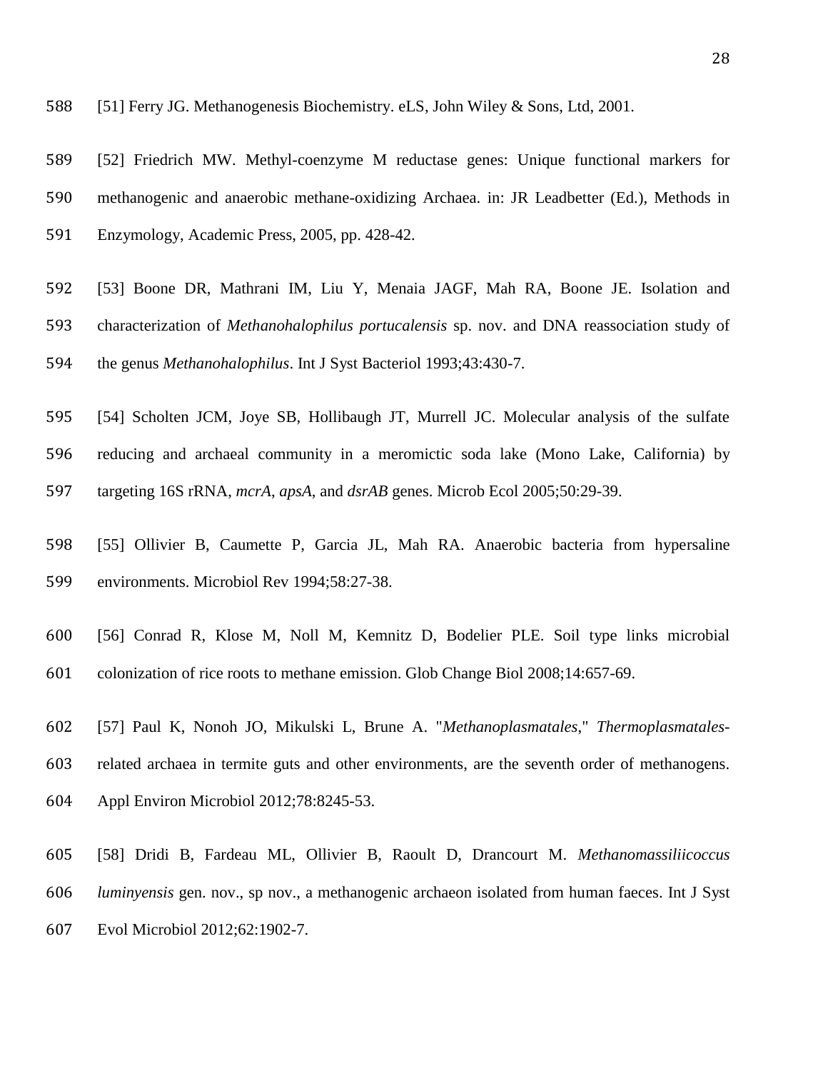[51] Ferry JG. Methanogenesis Biochemistry. eLS, John Wiley & Sons, Ltd, 2001.

[52] Friedrich MW. Methyl-coenzyme M reductase genes: Unique functional markers for methanogenic and anaerobic methane-oxidizing Archaea. in: JR Leadbetter (Ed.), Methods in Enzymology, Academic Press, 2005, pp. 428-42.

[53] Boone DR, Mathrani IM, Liu Y, Menaia JAGF, Mah RA, Boone JE. Isolation and characterization of *Methanohalophilus portucalensis* sp. nov. and DNA reassociation study of the genus *Methanohalophilus*. Int J Syst Bacteriol 1993;43:430-7.

[54] Scholten JCM, Joye SB, Hollibaugh JT, Murrell JC. Molecular analysis of the sulfate reducing and archaeal community in a meromictic soda lake (Mono Lake, California) by targeting 16S rRNA, *mcrA*, *apsA*, and *dsrAB* genes. Microb Ecol 2005;50:29-39.

[55] Ollivier B, Caumette P, Garcia JL, Mah RA. Anaerobic bacteria from hypersaline environments. Microbiol Rev 1994;58:27-38.

[56] Conrad R, Klose M, Noll M, Kemnitz D, Bodelier PLE. Soil type links microbial colonization of rice roots to methane emission. Glob Change Biol 2008;14:657-69.

[57] Paul K, Nonoh JO, Mikulski L, Brune A. "*Methanoplasmatales,*" *Thermoplasmatales*-related archaea in termite guts and other environments, are the seventh order of methanogens. Appl Environ Microbiol 2012;78:8245-53.

[58] Dridi B, Fardeau ML, Ollivier B, Raoult D, Drancourt M. *Methanomassiliicoccus luminyensis* gen. nov., sp nov., a methanogenic archaeon isolated from human faeces. Int J Syst Evol Microbiol 2012;62:1902-7.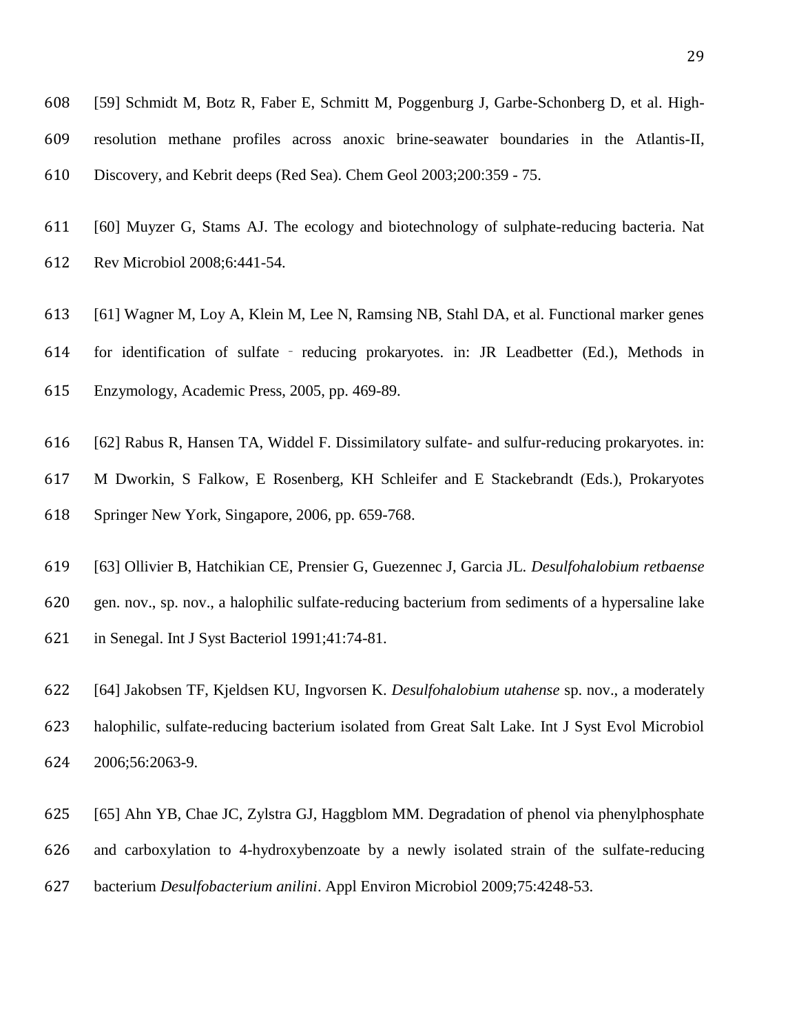[59] Schmidt M, Botz R, Faber E, Schmitt M, Poggenburg J, Garbe-Schonberg D, et al. High-resolution methane profiles across anoxic brine-seawater boundaries in the Atlantis-II, Discovery, and Kebrit deeps (Red Sea). Chem Geol 2003;200:359 - 75.

[60] Muyzer G, Stams AJ. The ecology and biotechnology of sulphate-reducing bacteria. Nat Rev Microbiol 2008;6:441-54.

[61] Wagner M, Loy A, Klein M, Lee N, Ramsing NB, Stahl DA, et al. Functional marker genes for identification of sulfate - reducing prokaryotes. in: JR Leadbetter (Ed.), Methods in Enzymology, Academic Press, 2005, pp. 469-89.

[62] Rabus R, Hansen TA, Widdel F. Dissimilatory sulfate- and sulfur-reducing prokaryotes. in: M Dworkin, S Falkow, E Rosenberg, KH Schleifer and E Stackebrandt (Eds.), Prokaryotes Springer New York, Singapore, 2006, pp. 659-768.

[63] Ollivier B, Hatchikian CE, Prensier G, Guezennec J, Garcia JL. *Desulfohalobium retbaense* gen. nov., sp. nov., a halophilic sulfate-reducing bacterium from sediments of a hypersaline lake in Senegal. Int J Syst Bacteriol 1991;41:74-81.

[64] Jakobsen TF, Kjeldsen KU, Ingvorsen K. *Desulfohalobium utahense* sp. nov., a moderately halophilic, sulfate-reducing bacterium isolated from Great Salt Lake. Int J Syst Evol Microbiol 2006;56:2063-9.

[65] Ahn YB, Chae JC, Zylstra GJ, Haggblom MM. Degradation of phenol via phenylphosphate and carboxylation to 4-hydroxybenzoate by a newly isolated strain of the sulfate-reducing bacterium *Desulfobacterium anilini*. Appl Environ Microbiol 2009;75:4248-53.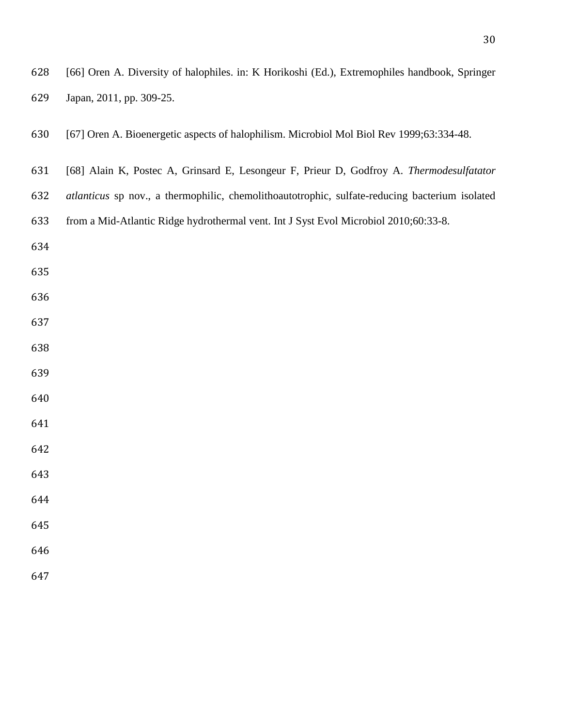[66] Oren A. Diversity of halophiles. in: K Horikoshi (Ed.), Extremophiles handbook, Springer Japan, 2011, pp. 309-25.

[67] Oren A. Bioenergetic aspects of halophilism. Microbiol Mol Biol Rev 1999;63:334-48.

[68] Alain K, Postec A, Grinsard E, Lesongeur F, Prieur D, Godfroy A. *Thermodesulfatator atlanticus* sp nov., a thermophilic, chemolithoautotrophic, sulfate-reducing bacterium isolated from a Mid-Atlantic Ridge hydrothermal vent. Int J Syst Evol Microbiol 2010;60:33-8.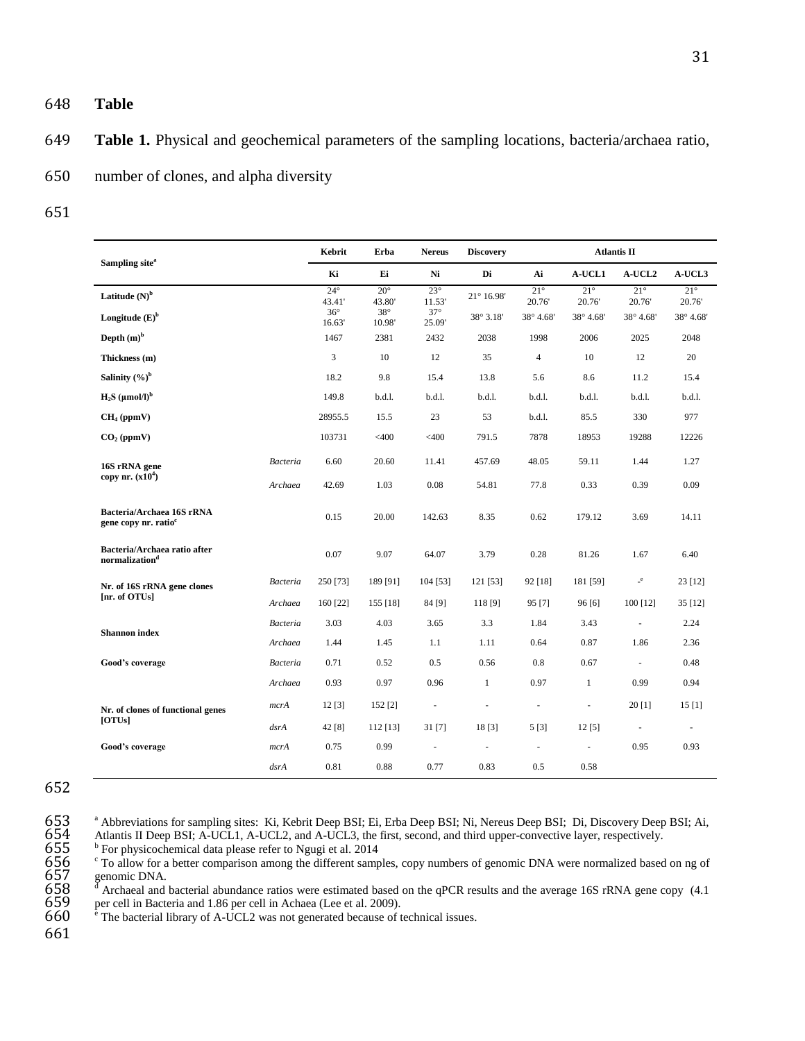# Table

**Table 1.** Physical and geochemical parameters of the sampling locations, bacteria/archaea ratio, number of clones, and alpha diversity

| Sampling site[a] | | Kebrit | Erba | Nereus | Discovery | Atlantis II | | | |
|---|---|---|---|---|---|---|---|---|---|
| | | Ki | Ei | Ni | Di | Ai | A-UCL1 | A-UCL2 | A-UCL3 |
| **Latitude (N)[b]** | | 24° 43.41' | 20° 43.80' | 23° 11.53' | 21° 16.98' | 21° 20.76' | 21° 20.76' | 21° 20.76' | 21° 20.76' |
| **Longitude (E)[b]** | | 36° 16.63' | 38° 10.98' | 37° 25.09' | 38° 3.18' | 38° 4.68' | 38° 4.68' | 38° 4.68' | 38° 4.68' |
| **Depth (m)[b]** | | 1467 | 2381 | 2432 | 2038 | 1998 | 2006 | 2025 | 2048 |
| **Thickness (m)** | | 3 | 10 | 12 | 35 | 4 | 10 | 12 | 20 |
| **Salinity (%)[b]** | | 18.2 | 9.8 | 15.4 | 13.8 | 5.6 | 8.6 | 11.2 | 15.4 |
| **$H_2S$ (µmol/l)[b]** | | 149.8 | b.d.l. | b.d.l. | b.d.l. | b.d.l. | b.d.l. | b.d.l. | b.d.l. |
| **$CH_4$ (ppmV)** | | 28955.5 | 15.5 | 23 | 53 | b.d.l. | 85.5 | 330 | 977 |
| **$CO_2$ (ppmV)** | | 103731 | <400 | <400 | 791.5 | 7878 | 18953 | 19288 | 12226 |
| **16S rRNA gene copy nr. ($x10^4$)** | *Bacteria* | 6.60 | 20.60 | 11.41 | 457.69 | 48.05 | 59.11 | 1.44 | 1.27 |
| | *Archaea* | 42.69 | 1.03 | 0.08 | 54.81 | 77.8 | 0.33 | 0.39 | 0.09 |
| **Bacteria/Archaea 16S rRNA gene copy nr. ratio[c]** | | 0.15 | 20.00 | 142.63 | 8.35 | 0.62 | 179.12 | 3.69 | 14.11 |
| **Bacteria/Archaea ratio after normalization[d]** | | 0.07 | 9.07 | 64.07 | 3.79 | 0.28 | 81.26 | 1.67 | 6.40 |
| **Nr. of 16S rRNA gene clones [nr. of OTUs]** | *Bacteria* | 250 [73] | 189 [91] | 104 [53] | 121 [53] | 92 [18] | 181 [59] | -[e] | 23 [12] |
| | *Archaea* | 160 [22] | 155 [18] | 84 [9] | 118 [9] | 95 [7] | 96 [6] | 100 [12] | 35 [12] |
| **Shannon index** | *Bacteria* | 3.03 | 4.03 | 3.65 | 3.3 | 1.84 | 3.43 | - | 2.24 |
| | *Archaea* | 1.44 | 1.45 | 1.1 | 1.11 | 0.64 | 0.87 | 1.86 | 2.36 |
| **Good's coverage** | *Bacteria* | 0.71 | 0.52 | 0.5 | 0.56 | 0.8 | 0.67 | - | 0.48 |
| | *Archaea* | 0.93 | 0.97 | 0.96 | 1 | 0.97 | 1 | 0.99 | 0.94 |
| **Nr. of clones of functional genes [OTUs]** | *mcrA* | 12 [3] | 152 [2] | - | - | - | - | 20 [1] | 15 [1] |
| | *dsrA* | 42 [8] | 112 [13] | 31 [7] | 18 [3] | 5 [3] | 12 [5] | - | - |
| **Good's coverage** | *mcrA* | 0.75 | 0.99 | - | - | - | - | 0.95 | 0.93 |
| | *dsrA* | 0.81 | 0.88 | 0.77 | 0.83 | 0.5 | 0.58 | | |

[a] Abbreviations for sampling sites: Ki, Kebrit Deep BSI; Ei, Erba Deep BSI; Ni, Nereus Deep BSI; Di, Discovery Deep BSI; Ai, Atlantis II Deep BSI; A-UCL1, A-UCL2, and A-UCL3, the first, second, and third upper-convective layer, respectively.
[b] For physicochemical data please refer to Ngugi et al. 2014
[c] To allow for a better comparison among the different samples, copy numbers of genomic DNA were normalized based on ng of genomic DNA.
[d] Archaeal and bacterial abundance ratios were estimated based on the qPCR results and the average 16S rRNA gene copy (4.1 per cell in Bacteria and 1.86 per cell in Achaea (Lee et al. 2009).
[e] The bacterial library of A-UCL2 was not generated because of technical issues.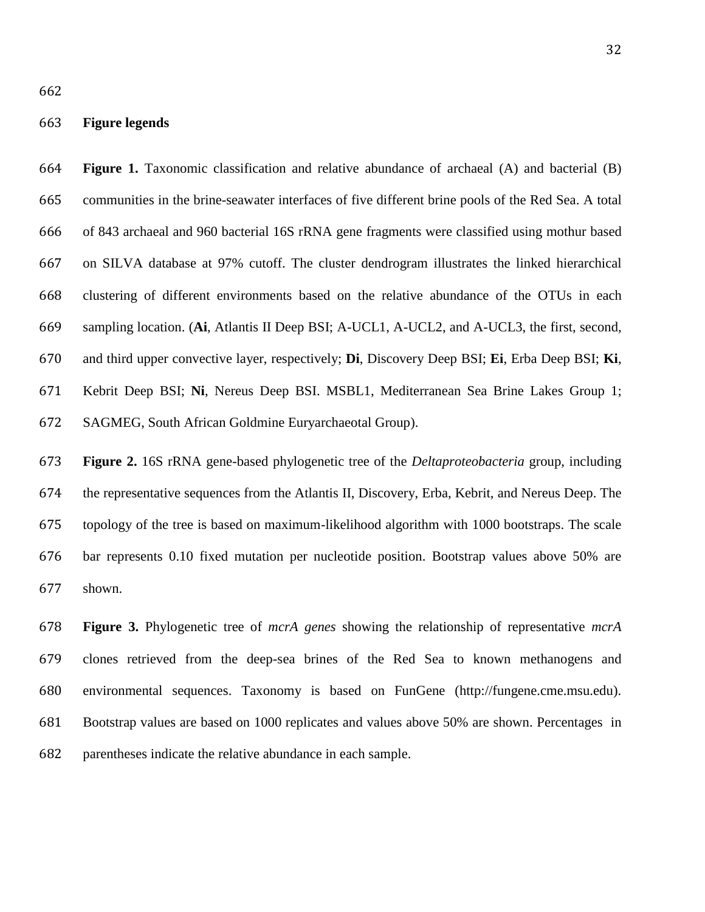## Figure legends

**Figure 1.** Taxonomic classification and relative abundance of archaeal (A) and bacterial (B) communities in the brine-seawater interfaces of five different brine pools of the Red Sea. A total of 843 archaeal and 960 bacterial 16S rRNA gene fragments were classified using mothur based on SILVA database at 97% cutoff. The cluster dendrogram illustrates the linked hierarchical clustering of different environments based on the relative abundance of the OTUs in each sampling location. (**Ai**, Atlantis II Deep BSI; A-UCL1, A-UCL2, and A-UCL3, the first, second, and third upper convective layer, respectively; **Di**, Discovery Deep BSI; **Ei**, Erba Deep BSI; **Ki**, Kebrit Deep BSI; **Ni**, Nereus Deep BSI. MSBL1, Mediterranean Sea Brine Lakes Group 1; SAGMEG, South African Goldmine Euryarchaeotal Group).

**Figure 2.** 16S rRNA gene-based phylogenetic tree of the *Deltaproteobacteria* group, including the representative sequences from the Atlantis II, Discovery, Erba, Kebrit, and Nereus Deep. The topology of the tree is based on maximum-likelihood algorithm with 1000 bootstraps. The scale bar represents 0.10 fixed mutation per nucleotide position. Bootstrap values above 50% are shown.

**Figure 3.** Phylogenetic tree of *mcrA genes* showing the relationship of representative *mcrA* clones retrieved from the deep-sea brines of the Red Sea to known methanogens and environmental sequences. Taxonomy is based on FunGene (http://fungene.cme.msu.edu). Bootstrap values are based on 1000 replicates and values above 50% are shown. Percentages in parentheses indicate the relative abundance in each sample.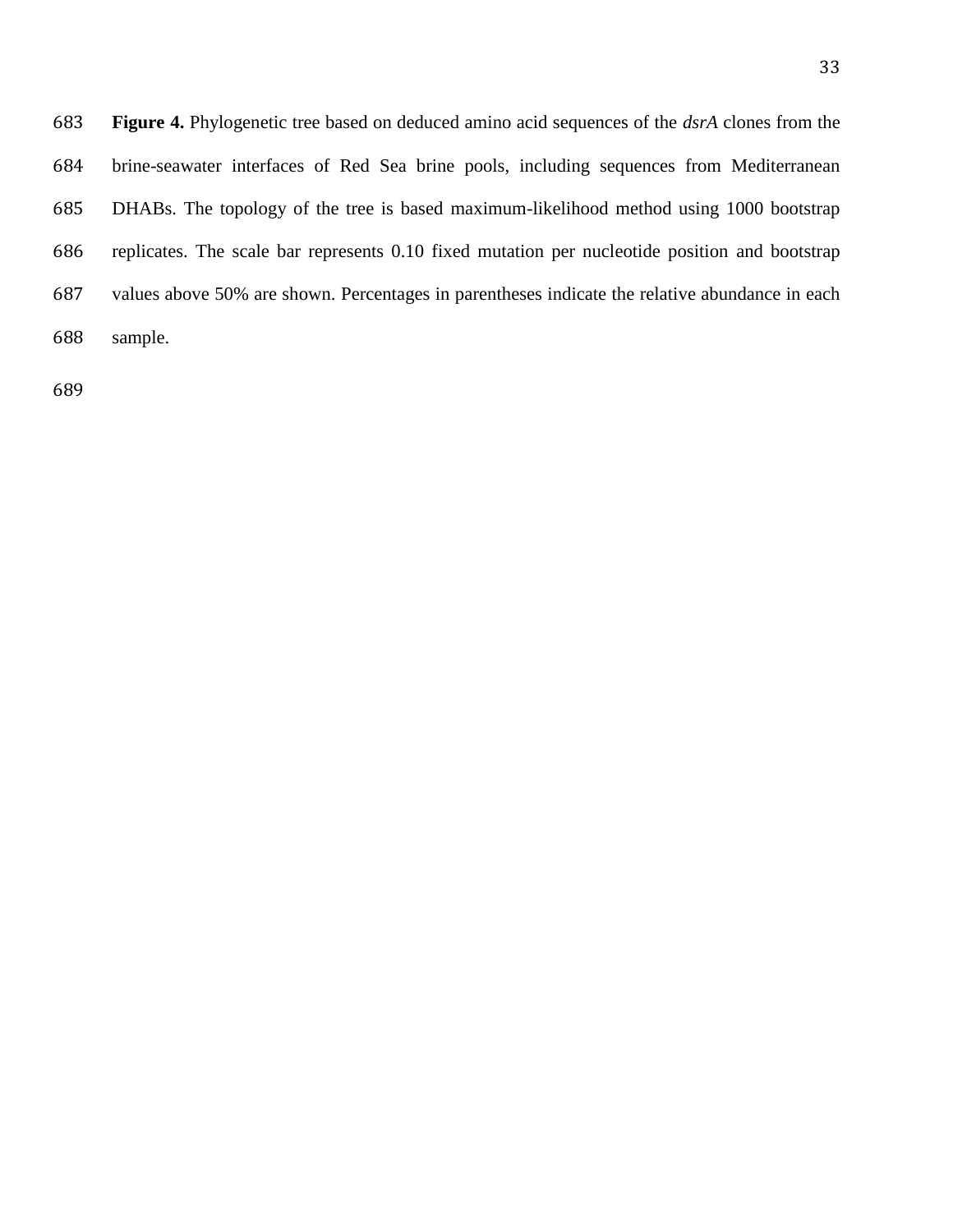**Figure 4.** Phylogenetic tree based on deduced amino acid sequences of the *dsrA* clones from the brine-seawater interfaces of Red Sea brine pools, including sequences from Mediterranean DHABs. The topology of the tree is based maximum-likelihood method using 1000 bootstrap replicates. The scale bar represents 0.10 fixed mutation per nucleotide position and bootstrap values above 50% are shown. Percentages in parentheses indicate the relative abundance in each sample.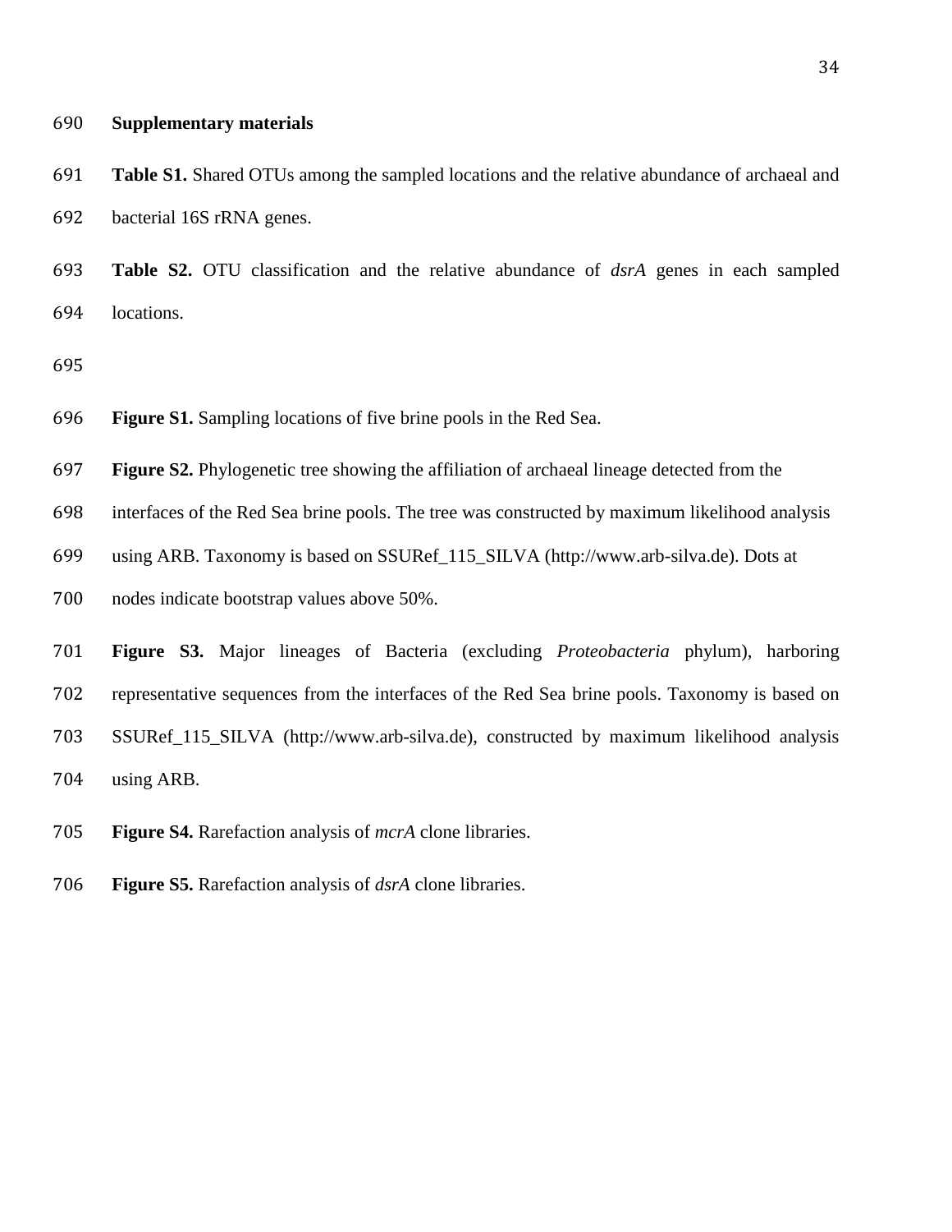## Supplementary materials

**Table S1.** Shared OTUs among the sampled locations and the relative abundance of archaeal and bacterial 16S rRNA genes.

**Table S2.** OTU classification and the relative abundance of *dsrA* genes in each sampled locations.

**Figure S1.** Sampling locations of five brine pools in the Red Sea.

**Figure S2.** Phylogenetic tree showing the affiliation of archaeal lineage detected from the interfaces of the Red Sea brine pools. The tree was constructed by maximum likelihood analysis using ARB. Taxonomy is based on SSURef_115_SILVA (http://www.arb-silva.de). Dots at nodes indicate bootstrap values above 50%.

**Figure S3.** Major lineages of Bacteria (excluding *Proteobacteria* phylum), harboring representative sequences from the interfaces of the Red Sea brine pools. Taxonomy is based on SSURef_115_SILVA (http://www.arb-silva.de), constructed by maximum likelihood analysis using ARB.

**Figure S4.** Rarefaction analysis of *mcrA* clone libraries.

**Figure S5.** Rarefaction analysis of *dsrA* clone libraries.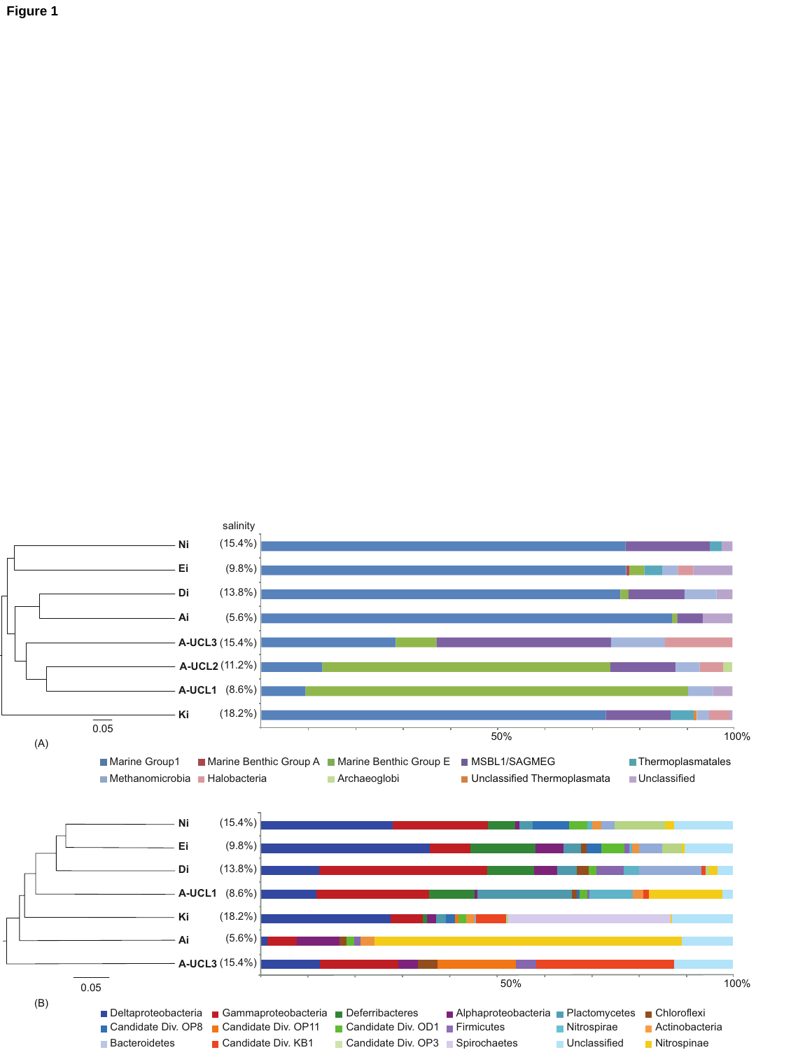**Figure 1**

salinity

| | salinity |
|---|---|
| Ni | (15.4%) |
| Ei | (9.8%) |
| Di | (13.8%) |
| Ai | (5.6%) |
| A-UCL3 | (15.4%) |
| A-UCL2 | (11.2%) |
| A-UCL1 | (8.6%) |
| Ki | (18.2%) |

0.05

50% 100%

(A)

Marine Group1, Marine Benthic Group A, Marine Benthic Group E, MSBL1/SAGMEG, Thermoplasmatales, Methanomicrobia, Halobacteria, Archaeoglobi, Unclassified Thermoplasmata, Unclassified

| | salinity |
|---|---|
| Ni | (15.4%) |
| Ei | (9.8%) |
| Di | (13.8%) |
| A-UCL1 | (8.6%) |
| Ki | (18.2%) |
| Ai | (5.6%) |
| A-UCL3 | (15.4%) |

0.05

50% 100%

(B)

Deltaproteobacteria, Gammaproteobacteria, Deferribacteres, Alphaproteobacteria, Plactomycetes, Chloroflexi, Candidate Div. OP8, Candidate Div. OP11, Candidate Div. OD1, Firmicutes, Nitrospirae, Actinobacteria, Bacteroidetes, Candidate Div. KB1, Candidate Div. OP3, Spirochaetes, Unclassified, Nitrospinae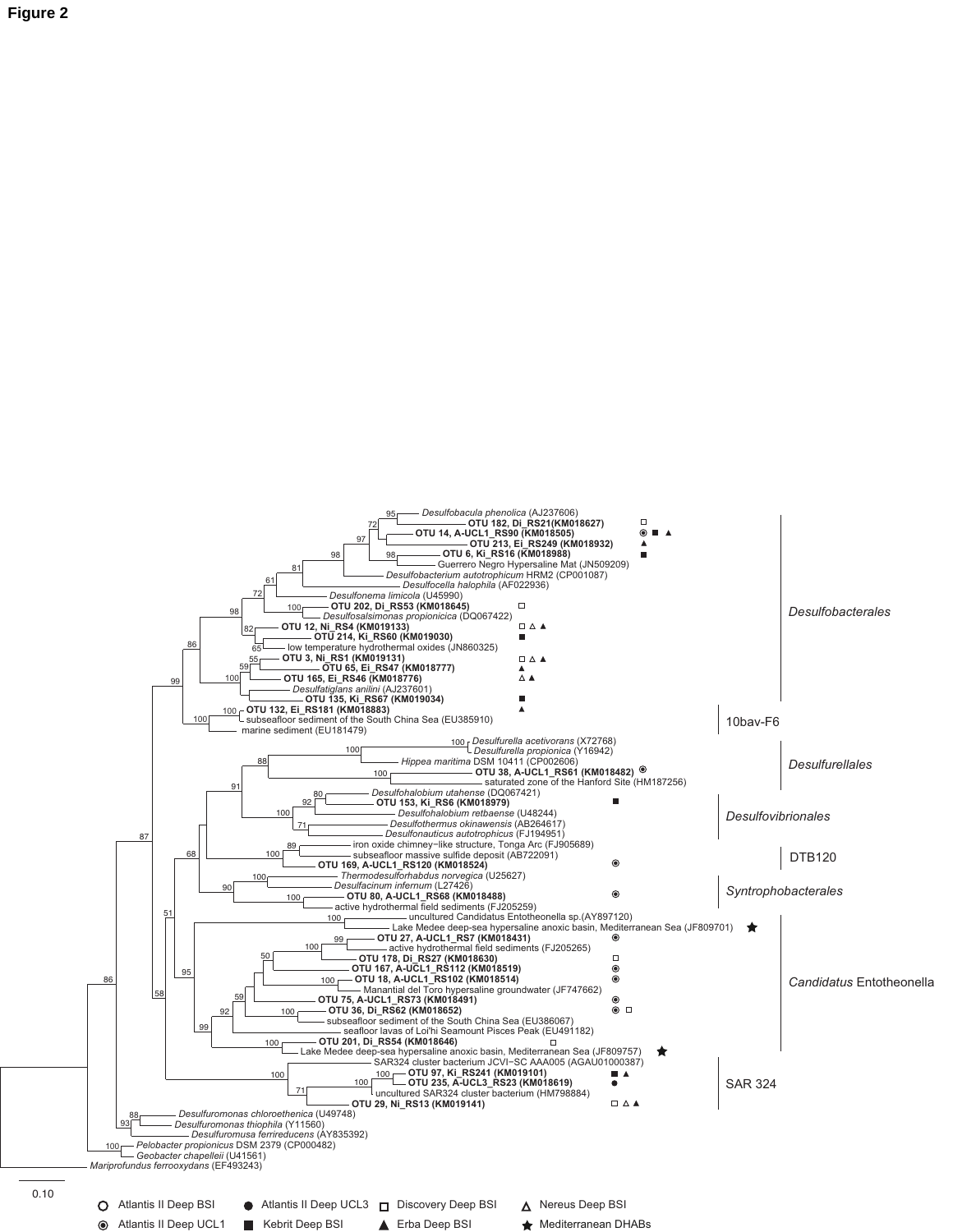**Figure 2**

*Desulfobacula phenolica* (AJ237606)
**OTU 182, Di_RS21(KM018627)**
**OTU 14, A-UCL1_RS90 (KM018505)**
**OTU 213, Ei_RS249 (KM018932)**
**OTU 6, Ki_RS16 (KM018988)**
Guerrero Negro Hypersaline Mat (JN509209)
*Desulfobacterium autotrophicum* HRM2 (CP001087)
*Desulfocella halophila* (AF022936)
*Desulfonema limicola* (U45990)
**OTU 202, Di_RS53 (KM018645)**
*Desulfosalsimonas propionicica* (DQ067422)
**OTU 12, Ni_RS4 (KM019133)**
**OTU 214, Ki_RS60 (KM019030)**
low temperature hydrothermal oxides (JN860325)
**OTU 3, Ni_RS1 (KM019131)**
**OTU 65, Ei_RS47 (KM018777)**
**OTU 165, Ei_RS46 (KM018776)**
*Desulfatiglans anilini* (AJ237601)
**OTU 135, Ki_RS67 (KM019034)**
**OTU 132, Ei_RS181 (KM018883)**
subseafloor sediment of the South China Sea (EU385910)
marine sediment (EU181479)
*Desulfurella acetivorans* (X72768)
*Desulfurella propionica* (Y16942)
*Hippea maritima* DSM 10411 (CP002606)
**OTU 38, A-UCL1_RS61 (KM018482)**
saturated zone of the Hanford Site (HM187256)
*Desulfohalobium utahense* (DQ067421)
**OTU 153, Ki_RS6 (KM018979)**
*Desulfohalobium retbaense* (U48244)
*Desulfothermus okinawensis* (AB264617)
*Desulfonauticus autotrophicus* (FJ194951)
iron oxide chimney-like structure, Tonga Arc (FJ905689)
subseafloor massive sulfide deposit (AB722091)
**OTU 169, A-UCL1_RS120 (KM018524)**
*Thermodesulforhabdus norvegica* (U25627)
*Desulfacinum infernum* (L27426)
**OTU 80, A-UCL1_RS68 (KM018488)**
active hydrothermal field sediments (FJ205259)
uncultured Candidatus Entotheonella sp.(AY897120)
Lake Medee deep-sea hypersaline anoxic basin, Mediterranean Sea (JF809701)
**OTU 27, A-UCL1_RS7 (KM018431)**
active hydrothermal field sediments (FJ205265)
**OTU 178, Di_RS27 (KM018630)**
**OTU 167, A-UCL1_RS112 (KM018519)**
**OTU 18, A-UCL1_RS102 (KM018514)**
Manantial del Toro hypersaline groundwater (JF747662)
**OTU 75, A-UCL1_RS73 (KM018491)**
**OTU 36, Di_RS62 (KM018652)**
subseafloor sediment of the South China Sea (EU386067)
seafloor lavas of Loi'hi Seamount Pisces Peak (EU491182)
**OTU 201, Di_RS54 (KM018646)**
Lake Medee deep-sea hypersaline anoxic basin, Mediterranean Sea (JF809757)
SAR324 cluster bacterium JCVI-SC AAA005 (AGAU01000387)
**OTU 97, Ki_RS241 (KM019101)**
**OTU 235, A-UCL3_RS23 (KM018619)**
uncultured SAR324 cluster bacterium (HM798884)
**OTU 29, Ni_RS13 (KM019141)**
*Desulfuromonas chloroethenica* (U49748)
*Desulfuromonas thiophila* (Y11560)
*Desulfuromusa ferrireducens* (AY835392)
*Pelobacter propionicus* DSM 2379 (CP000482)
*Geobacter chapellei* (U41561)
*Mariprofundus ferrooxydans* (EF493243)

*Desulfobacterales*
10bav-F6
*Desulfurellales*
*Desulfovibrionales*
DTB120
*Syntrophobacterales*
*Candidatus* Entotheonella
SAR 324

0.10

○ Atlantis II Deep BSI ● Atlantis II Deep UCL3 □ Discovery Deep BSI △ Nereus Deep BSI
◉ Atlantis II Deep UCL1 ■ Kebrit Deep BSI ▲ Erba Deep BSI ★ Mediterranean DHABs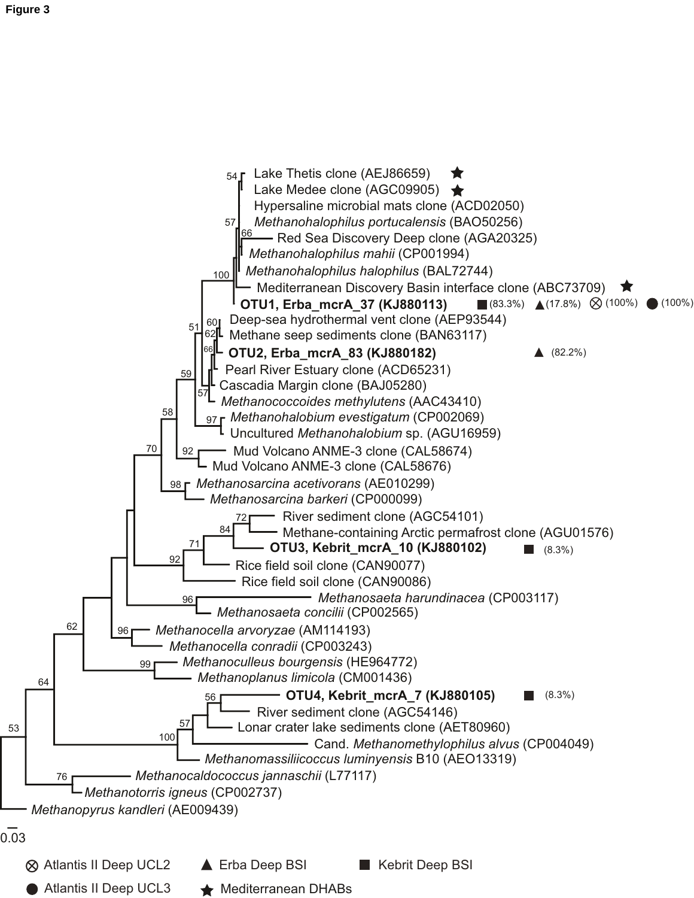**Figure 3**

Lake Thetis clone (AEJ86659) ★
Lake Medee clone (AGC09905) ★
Hypersaline microbial mats clone (ACD02050)
*Methanohalophilus portucalensis* (BAO50256)
Red Sea Discovery Deep clone (AGA20325)
*Methanohalophilus mahii* (CP001994)
*Methanohalophilus halophilus* (BAL72744)
Mediterranean Discovery Basin interface clone (ABC73709) ★
**OTU1, Erba_mcrA_37 (KJ880113)** ■ (83.3%) ▲ (17.8%) ⊗ (100%) ● (100%)
Deep-sea hydrothermal vent clone (AEP93544)
Methane seep sediments clone (BAN63117)
**OTU2, Erba_mcrA_83 (KJ880182)** ▲ (82.2%)
Pearl River Estuary clone (ACD65231)
Cascadia Margin clone (BAJ05280)
*Methanococcoides methylutens* (AAC43410)
*Methanohalobium evestigatum* (CP002069)
Uncultured *Methanohalobium* sp. (AGU16959)
Mud Volcano ANME-3 clone (CAL58674)
Mud Volcano ANME-3 clone (CAL58676)
*Methanosarcina acetivorans* (AE010299)
*Methanosarcina barkeri* (CP000099)
River sediment clone (AGC54101)
Methane-containing Arctic permafrost clone (AGU01576)
**OTU3, Kebrit_mcrA_10 (KJ880102)** ■ (8.3%)
Rice field soil clone (CAN90077)
Rice field soil clone (CAN90086)
*Methanosaeta harundinacea* (CP003117)
*Methanosaeta concilii* (CP002565)
*Methanocella arvoryzae* (AM114193)
*Methanocella conradii* (CP003243)
*Methanoculleus bourgensis* (HE964772)
*Methanoplanus limicola* (CM001436)
**OTU4, Kebrit_mcrA_7 (KJ880105)** ■ (8.3%)
River sediment clone (AGC54146)
Lonar crater lake sediments clone (AET80960)
Cand. *Methanomethylophilus alvus* (CP004049)
*Methanomassiliicoccus luminyensis* B10 (AEO13319)
*Methanocaldococcus jannaschii* (L77117)
*Methanotorris igneus* (CP002737)
*Methanopyrus kandleri* (AE009439)

0.03

⊗ Atlantis II Deep UCL2 ▲ Erba Deep BSI ■ Kebrit Deep BSI
● Atlantis II Deep UCL3 ★ Mediterranean DHABs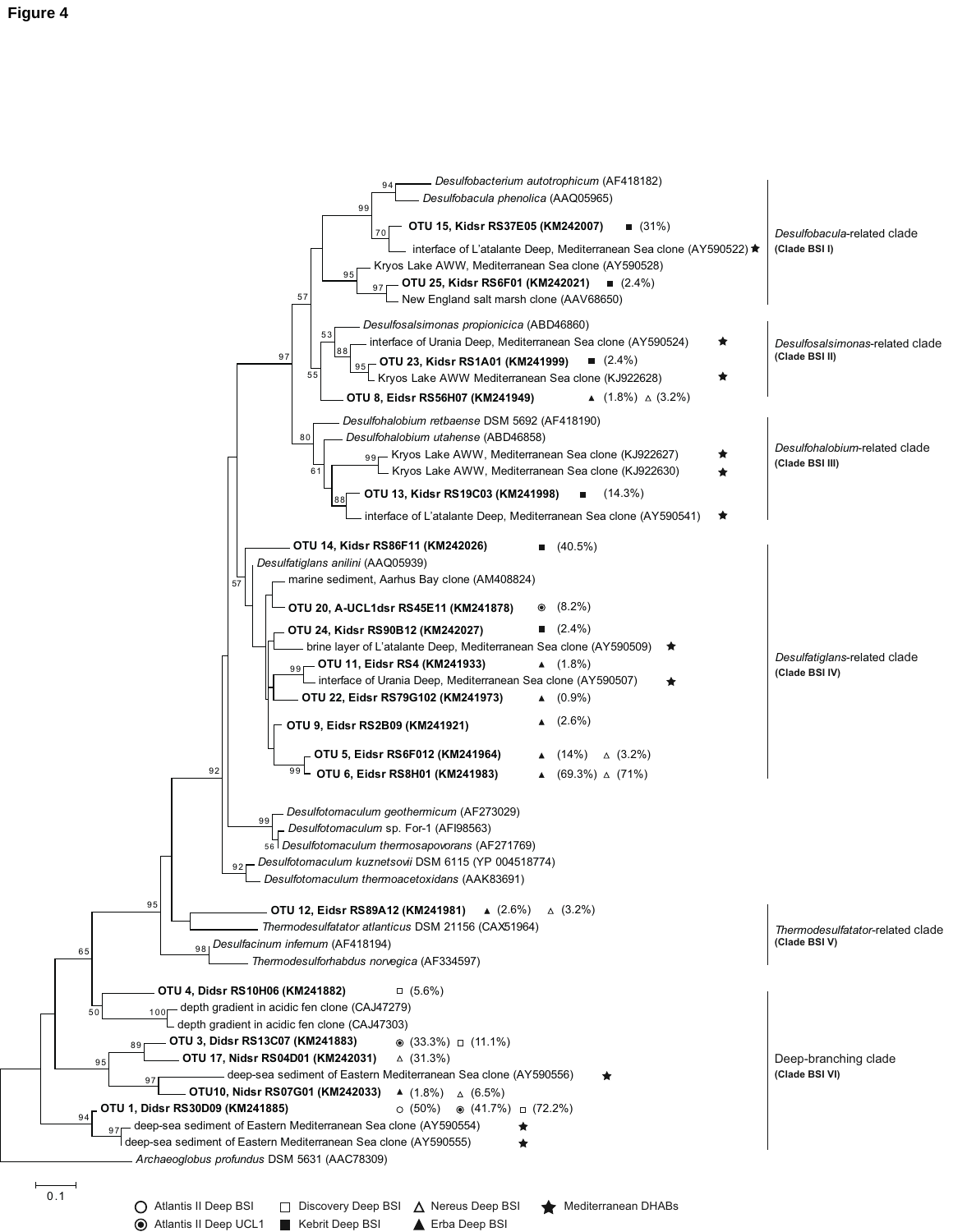**Figure 4**

- *Desulfobacterium autotrophicum* (AF418182)
- *Desulfobacula phenolica* (AAQ05965)
- **OTU 15, Kidsr RS37E05 (KM242007)** ■ (31%)
- interface of L'atalante Deep, Mediterranean Sea clone (AY590522) ★
- Kryos Lake AWW, Mediterranean Sea clone (AY590528)
- **OTU 25, Kidsr RS6F01 (KM242021)** ■ (2.4%)
- New England salt marsh clone (AAV68650)

*Desulfobacula*-related clade **(Clade BSI I)**

- *Desulfosalsimonas propionicica* (ABD46860)
- interface of Urania Deep, Mediterranean Sea clone (AY590524) ★
- **OTU 23, Kidsr RS1A01 (KM241999)** ■ (2.4%)
- Kryos Lake AWW Mediterranean Sea clone (KJ922628) ★
- **OTU 8, Eidsr RS56H07 (KM241949)** ▲ (1.8%) △ (3.2%)

*Desulfosalsimonas*-related clade **(Clade BSI II)**

- *Desulfohalobium retbaense* DSM 5692 (AF418190)
- *Desulfohalobium utahense* (ABD46858)
- Kryos Lake AWW, Mediterranean Sea clone (KJ922627) ★
- Kryos Lake AWW, Mediterranean Sea clone (KJ922630) ★
- **OTU 13, Kidsr RS19C03 (KM241998)** ■ (14.3%)
- interface of L'atalante Deep, Mediterranean Sea clone (AY590541) ★

*Desulfohalobium*-related clade **(Clade BSI III)**

- **OTU 14, Kidsr RS86F11 (KM242026)** ■ (40.5%)
- *Desulfatiglans anilini* (AAQ05939)
- marine sediment, Aarhus Bay clone (AM408824)
- **OTU 20, A-UCL1dsr RS45E11 (KM241878)** ◉ (8.2%)
- **OTU 24, Kidsr RS90B12 (KM242027)** ■ (2.4%)
- brine layer of L'atalante Deep, Mediterranean Sea clone (AY590509) ★
- **OTU 11, Eidsr RS4 (KM241933)** ▲ (1.8%)
- interface of Urania Deep, Mediterranean Sea clone (AY590507) ★
- **OTU 22, Eidsr RS79G102 (KM241973)** ▲ (0.9%)
- **OTU 9, Eidsr RS2B09 (KM241921)** ▲ (2.6%)
- **OTU 5, Eidsr RS6F012 (KM241964)** ▲ (14%) △ (3.2%)
- **OTU 6, Eidsr RS8H01 (KM241983)** ▲ (69.3%) △ (71%)

*Desulfatiglans*-related clade **(Clade BSI IV)**

- *Desulfotomaculum geothermicum* (AF273029)
- *Desulfotomaculum* sp. For-1 (AFI98563)
- *Desulfotomaculum thermosapovorans* (AF271769)
- *Desulfotomaculum kuznetsovii* DSM 6115 (YP 004518774)
- *Desulfotomaculum thermoacetoxidans* (AAK83691)
- **OTU 12, Eidsr RS89A12 (KM241981)** ▲ (2.6%) △ (3.2%)
- *Thermodesulfatator atlanticus* DSM 21156 (CAX51964)

*Thermodesulfatator*-related clade **(Clade BSI V)**

- *Desulfacinum infernum* (AF418194)
- *Thermodesulforhabdus norvegica* (AF334597)
- **OTU 4, Didsr RS10H06 (KM241882)** □ (5.6%)
- depth gradient in acidic fen clone (CAJ47279)
- depth gradient in acidic fen clone (CAJ47303)
- **OTU 3, Didsr RS13C07 (KM241883)** ◉ (33.3%) □ (11.1%)
- **OTU 17, Nidsr RS04D01 (KM242031)** △ (31.3%)
- deep-sea sediment of Eastern Mediterranean Sea clone (AY590556) ★
- **OTU10, Nidsr RS07G01 (KM242033)** ▲ (1.8%) △ (6.5%)
- **OTU 1, Didsr RS30D09 (KM241885)** ○ (50%) ◉ (41.7%) □ (72.2%)
- deep-sea sediment of Eastern Mediterranean Sea clone (AY590554) ★
- deep-sea sediment of Eastern Mediterranean Sea clone (AY590555) ★

Deep-branching clade **(Clade BSI VI)**

- *Archaeoglobus profundus* DSM 5631 (AAC78309)

Scale bar: 0.1

Legend: ○ Atlantis II Deep BSI; ◉ Atlantis II Deep UCL1; □ Discovery Deep BSI; ■ Kebrit Deep BSI; △ Nereus Deep BSI; ▲ Erba Deep BSI; ★ Mediterranean DHABs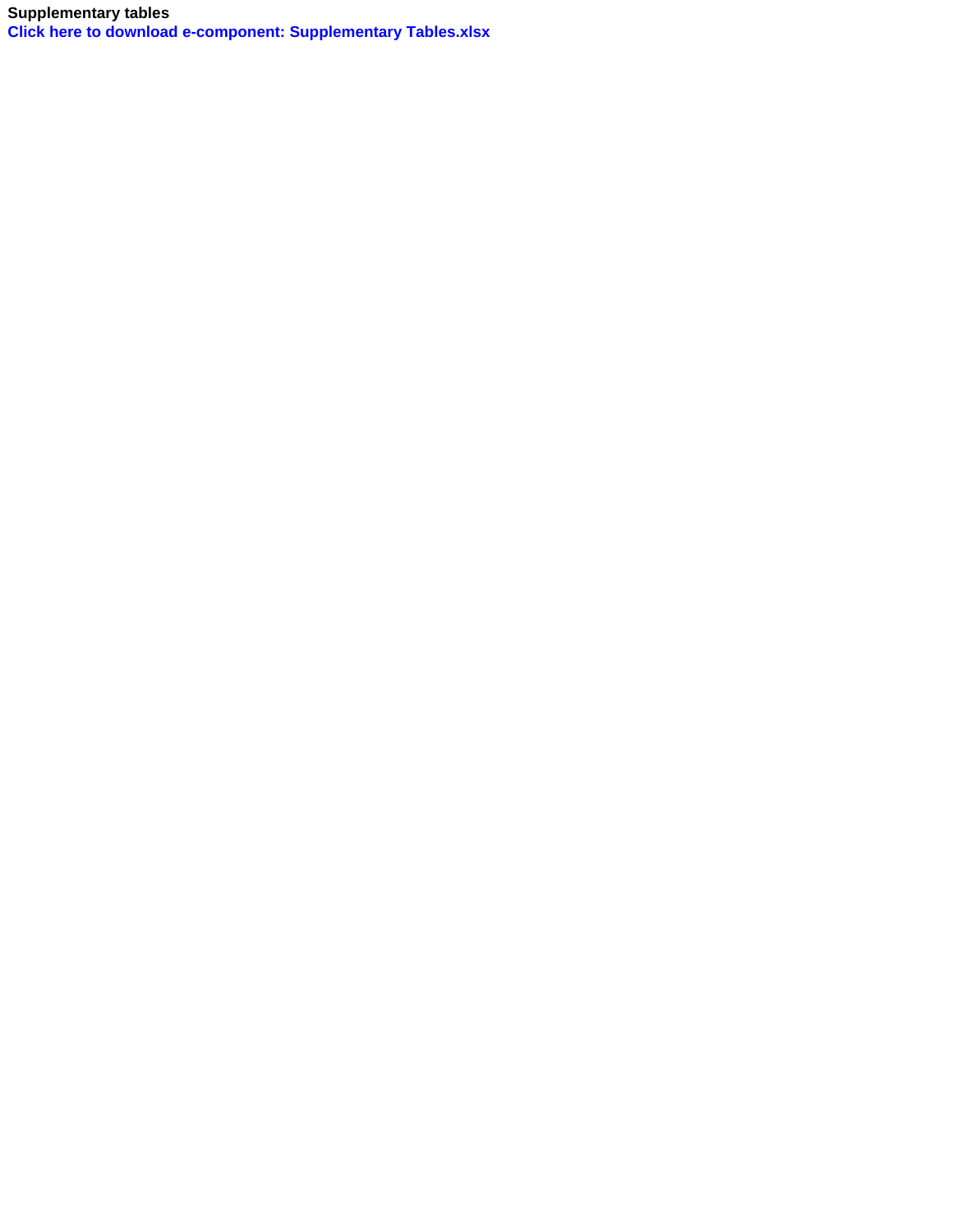**Supplementary tables**

**Click here to download e-component: Supplementary Tables.xlsx**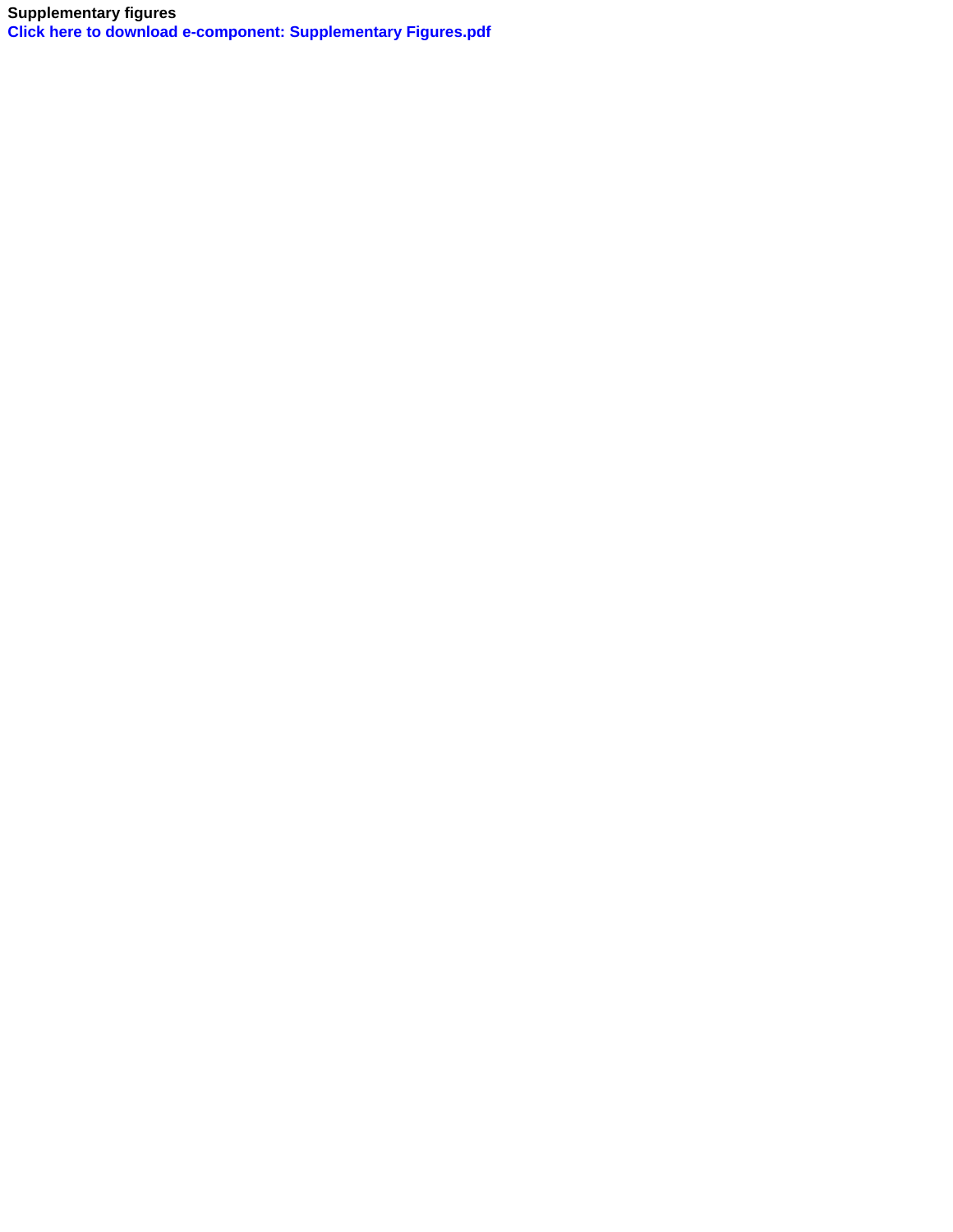**Supplementary figures**

**Click here to download e-component: Supplementary Figures.pdf**